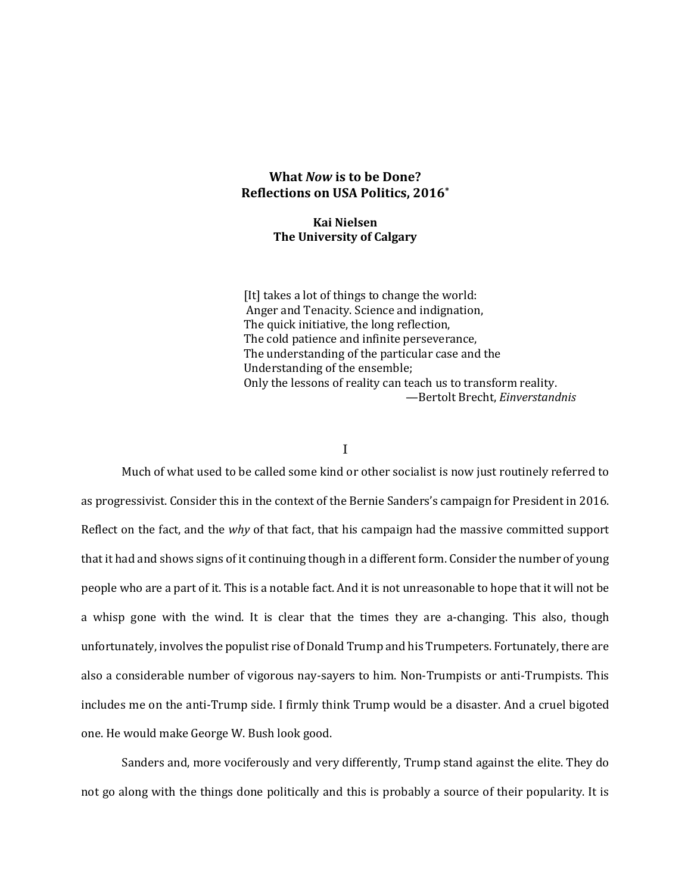# What *Now* is to be Done? Reflections on USA Politics, 2016*

**Kai Nielsen**
**The University of Calgary**

> [It] takes a lot of things to change the world:
> Anger and Tenacity. Science and indignation,
> The quick initiative, the long reflection,
> The cold patience and infinite perseverance,
> The understanding of the particular case and the
> Understanding of the ensemble;
> Only the lessons of reality can teach us to transform reality.
> —Bertolt Brecht, *Einverstandnis*

## I

Much of what used to be called some kind or other socialist is now just routinely referred to as progressivist. Consider this in the context of the Bernie Sanders's campaign for President in 2016. Reflect on the fact, and the *why* of that fact, that his campaign had the massive committed support that it had and shows signs of it continuing though in a different form. Consider the number of young people who are a part of it. This is a notable fact. And it is not unreasonable to hope that it will not be a whisp gone with the wind. It is clear that the times they are a-changing. This also, though unfortunately, involves the populist rise of Donald Trump and his Trumpeters. Fortunately, there are also a considerable number of vigorous nay-sayers to him. Non-Trumpists or anti-Trumpists. This includes me on the anti-Trump side. I firmly think Trump would be a disaster. And a cruel bigoted one. He would make George W. Bush look good.

Sanders and, more vociferously and very differently, Trump stand against the elite. They do not go along with the things done politically and this is probably a source of their popularity. It is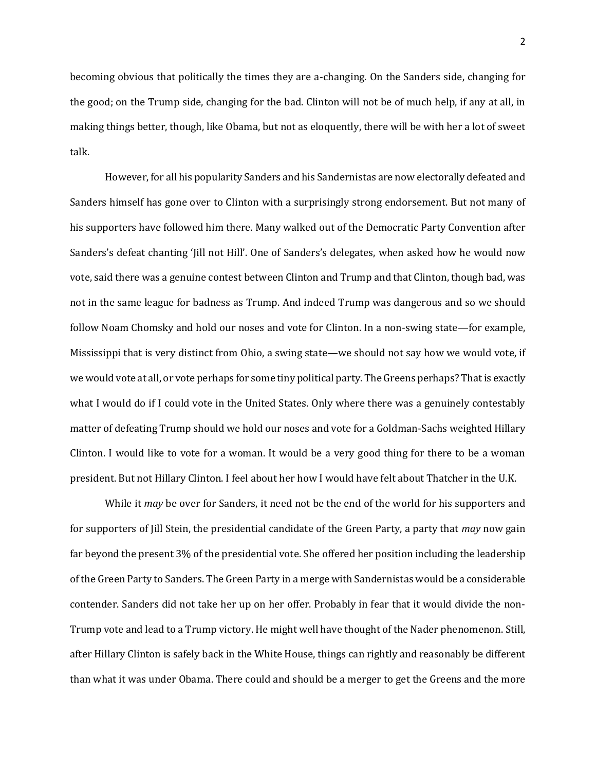becoming obvious that politically the times they are a-changing. On the Sanders side, changing for the good; on the Trump side, changing for the bad. Clinton will not be of much help, if any at all, in making things better, though, like Obama, but not as eloquently, there will be with her a lot of sweet talk.

However, for all his popularity Sanders and his Sandernistas are now electorally defeated and Sanders himself has gone over to Clinton with a surprisingly strong endorsement. But not many of his supporters have followed him there. Many walked out of the Democratic Party Convention after Sanders's defeat chanting 'Jill not Hill'. One of Sanders's delegates, when asked how he would now vote, said there was a genuine contest between Clinton and Trump and that Clinton, though bad, was not in the same league for badness as Trump. And indeed Trump was dangerous and so we should follow Noam Chomsky and hold our noses and vote for Clinton. In a non-swing state—for example, Mississippi that is very distinct from Ohio, a swing state—we should not say how we would vote, if we would vote at all, or vote perhaps for some tiny political party. The Greens perhaps? That is exactly what I would do if I could vote in the United States. Only where there was a genuinely contestably matter of defeating Trump should we hold our noses and vote for a Goldman-Sachs weighted Hillary Clinton. I would like to vote for a woman. It would be a very good thing for there to be a woman president. But not Hillary Clinton. I feel about her how I would have felt about Thatcher in the U.K.

While it *may* be over for Sanders, it need not be the end of the world for his supporters and for supporters of Jill Stein, the presidential candidate of the Green Party, a party that *may* now gain far beyond the present 3% of the presidential vote. She offered her position including the leadership of the Green Party to Sanders. The Green Party in a merge with Sandernistas would be a considerable contender. Sanders did not take her up on her offer. Probably in fear that it would divide the non-Trump vote and lead to a Trump victory. He might well have thought of the Nader phenomenon. Still, after Hillary Clinton is safely back in the White House, things can rightly and reasonably be different than what it was under Obama. There could and should be a merger to get the Greens and the more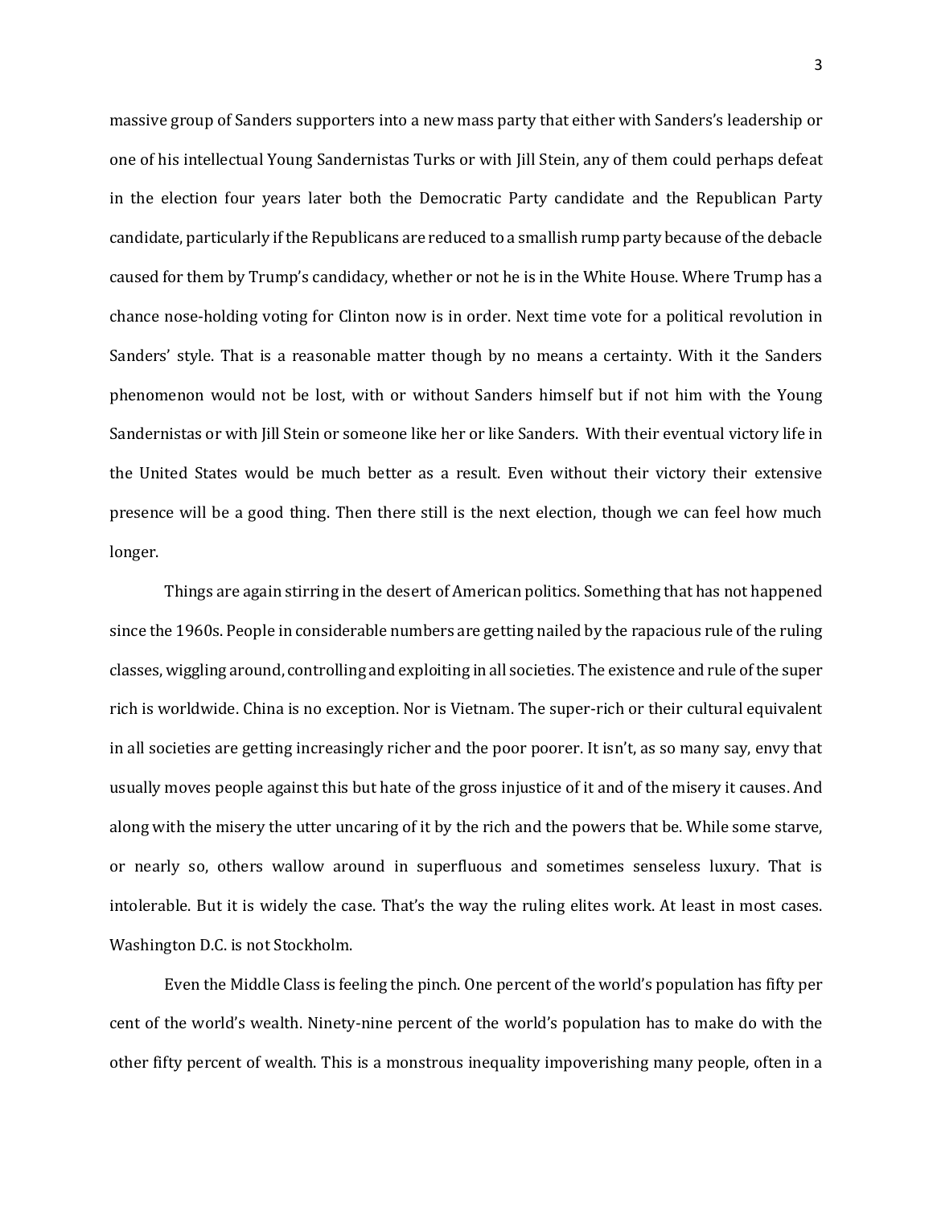massive group of Sanders supporters into a new mass party that either with Sanders's leadership or one of his intellectual Young Sandernistas Turks or with Jill Stein, any of them could perhaps defeat in the election four years later both the Democratic Party candidate and the Republican Party candidate, particularly if the Republicans are reduced to a smallish rump party because of the debacle caused for them by Trump's candidacy, whether or not he is in the White House. Where Trump has a chance nose-holding voting for Clinton now is in order. Next time vote for a political revolution in Sanders' style. That is a reasonable matter though by no means a certainty. With it the Sanders phenomenon would not be lost, with or without Sanders himself but if not him with the Young Sandernistas or with Jill Stein or someone like her or like Sanders. With their eventual victory life in the United States would be much better as a result. Even without their victory their extensive presence will be a good thing. Then there still is the next election, though we can feel how much longer.

Things are again stirring in the desert of American politics. Something that has not happened since the 1960s. People in considerable numbers are getting nailed by the rapacious rule of the ruling classes, wiggling around, controlling and exploiting in all societies. The existence and rule of the super rich is worldwide. China is no exception. Nor is Vietnam. The super-rich or their cultural equivalent in all societies are getting increasingly richer and the poor poorer. It isn't, as so many say, envy that usually moves people against this but hate of the gross injustice of it and of the misery it causes. And along with the misery the utter uncaring of it by the rich and the powers that be. While some starve, or nearly so, others wallow around in superfluous and sometimes senseless luxury. That is intolerable. But it is widely the case. That's the way the ruling elites work. At least in most cases. Washington D.C. is not Stockholm.

Even the Middle Class is feeling the pinch. One percent of the world's population has fifty per cent of the world's wealth. Ninety-nine percent of the world's population has to make do with the other fifty percent of wealth. This is a monstrous inequality impoverishing many people, often in a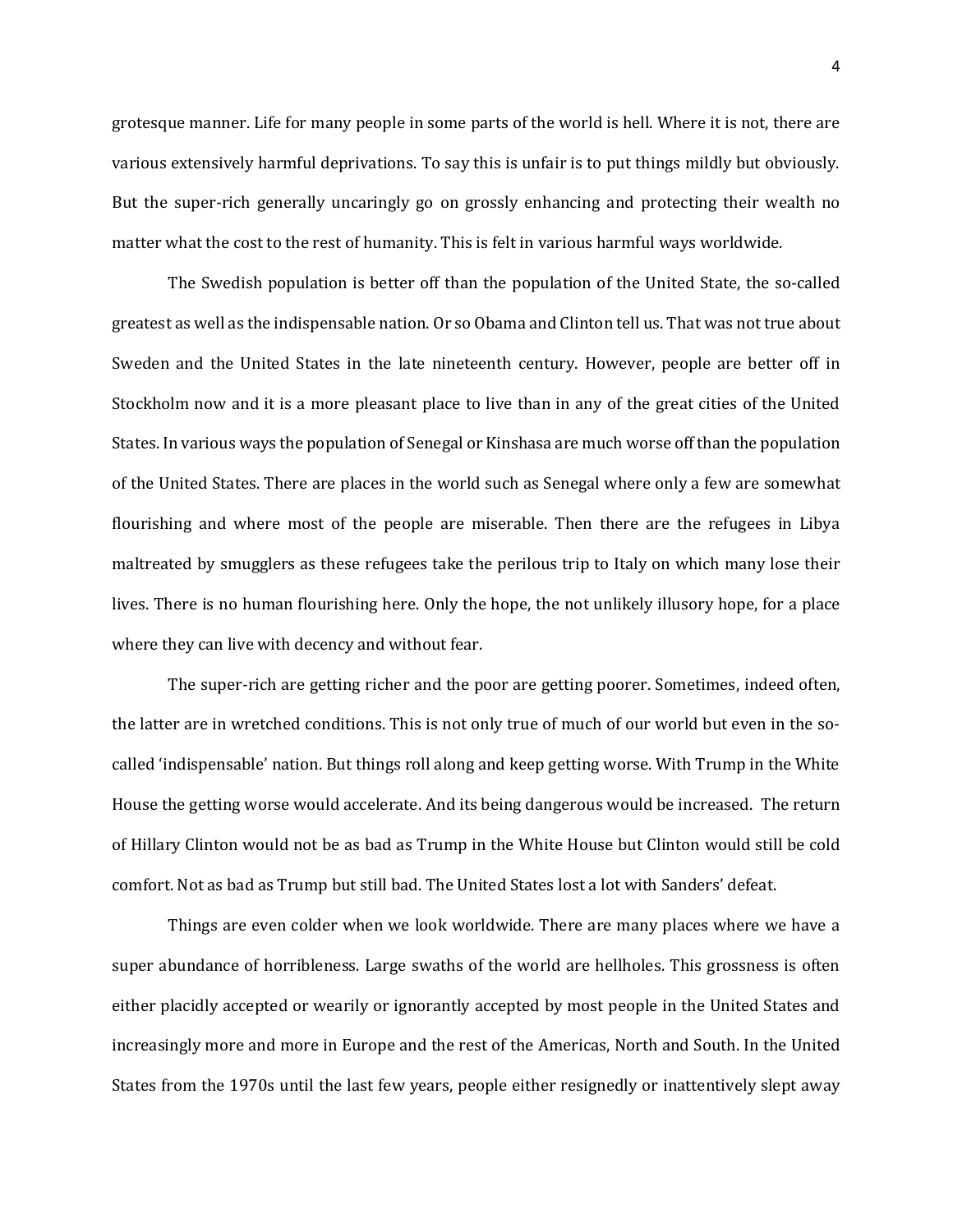grotesque manner. Life for many people in some parts of the world is hell. Where it is not, there are various extensively harmful deprivations. To say this is unfair is to put things mildly but obviously. But the super-rich generally uncaringly go on grossly enhancing and protecting their wealth no matter what the cost to the rest of humanity. This is felt in various harmful ways worldwide.

The Swedish population is better off than the population of the United State, the so-called greatest as well as the indispensable nation. Or so Obama and Clinton tell us. That was not true about Sweden and the United States in the late nineteenth century. However, people are better off in Stockholm now and it is a more pleasant place to live than in any of the great cities of the United States. In various ways the population of Senegal or Kinshasa are much worse off than the population of the United States. There are places in the world such as Senegal where only a few are somewhat flourishing and where most of the people are miserable. Then there are the refugees in Libya maltreated by smugglers as these refugees take the perilous trip to Italy on which many lose their lives. There is no human flourishing here. Only the hope, the not unlikely illusory hope, for a place where they can live with decency and without fear.

The super-rich are getting richer and the poor are getting poorer. Sometimes, indeed often, the latter are in wretched conditions. This is not only true of much of our world but even in the so-called 'indispensable' nation. But things roll along and keep getting worse. With Trump in the White House the getting worse would accelerate. And its being dangerous would be increased. The return of Hillary Clinton would not be as bad as Trump in the White House but Clinton would still be cold comfort. Not as bad as Trump but still bad. The United States lost a lot with Sanders' defeat.

Things are even colder when we look worldwide. There are many places where we have a super abundance of horribleness. Large swaths of the world are hellholes. This grossness is often either placidly accepted or wearily or ignorantly accepted by most people in the United States and increasingly more and more in Europe and the rest of the Americas, North and South. In the United States from the 1970s until the last few years, people either resignedly or inattentively slept away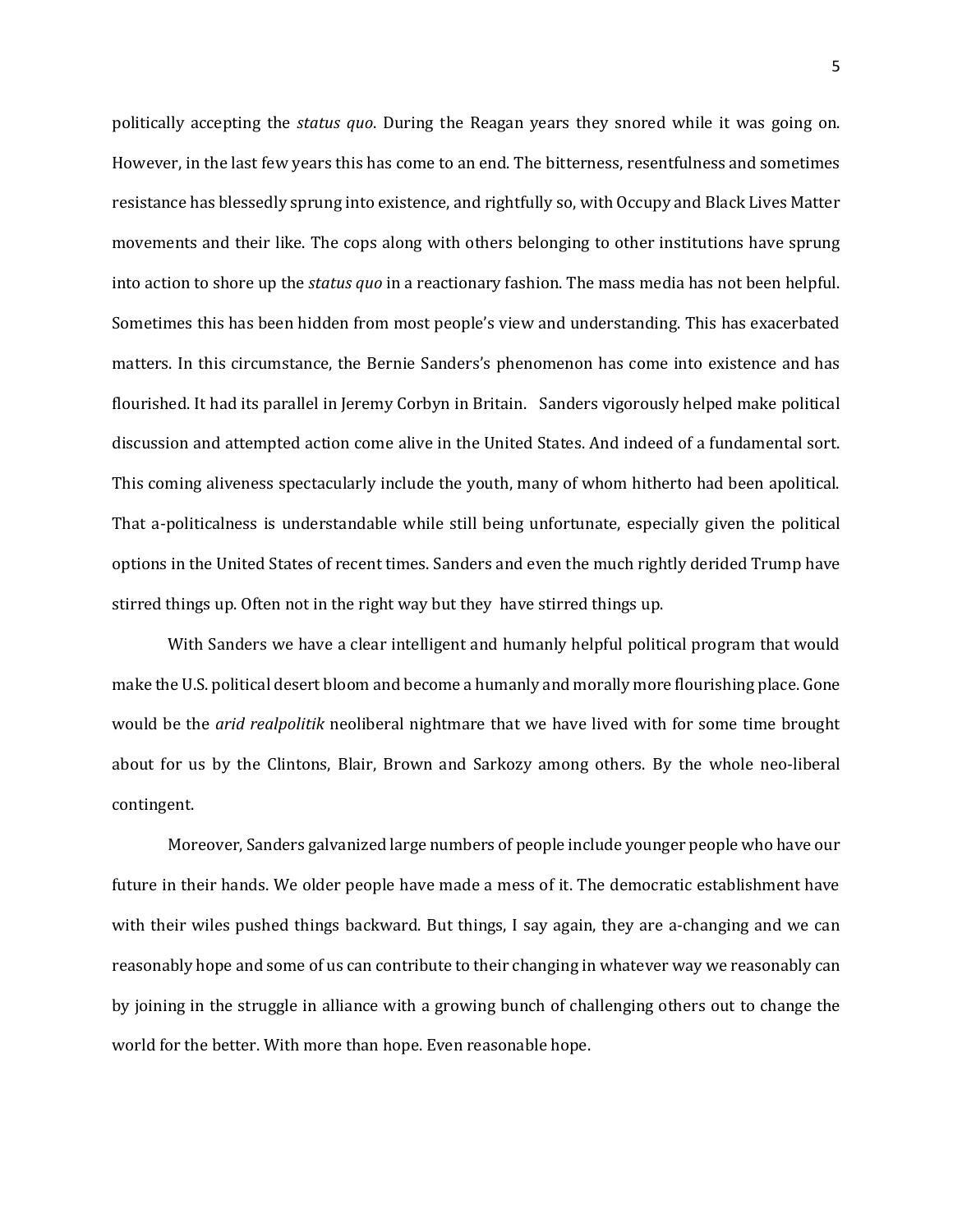politically accepting the *status quo*. During the Reagan years they snored while it was going on. However, in the last few years this has come to an end. The bitterness, resentfulness and sometimes resistance has blessedly sprung into existence, and rightfully so, with Occupy and Black Lives Matter movements and their like. The cops along with others belonging to other institutions have sprung into action to shore up the *status quo* in a reactionary fashion. The mass media has not been helpful. Sometimes this has been hidden from most people's view and understanding. This has exacerbated matters. In this circumstance, the Bernie Sanders's phenomenon has come into existence and has flourished. It had its parallel in Jeremy Corbyn in Britain. Sanders vigorously helped make political discussion and attempted action come alive in the United States. And indeed of a fundamental sort. This coming aliveness spectacularly include the youth, many of whom hitherto had been apolitical. That a-politicalness is understandable while still being unfortunate, especially given the political options in the United States of recent times. Sanders and even the much rightly derided Trump have stirred things up. Often not in the right way but they have stirred things up.

With Sanders we have a clear intelligent and humanly helpful political program that would make the U.S. political desert bloom and become a humanly and morally more flourishing place. Gone would be the *arid realpolitik* neoliberal nightmare that we have lived with for some time brought about for us by the Clintons, Blair, Brown and Sarkozy among others. By the whole neo-liberal contingent.

Moreover, Sanders galvanized large numbers of people include younger people who have our future in their hands. We older people have made a mess of it. The democratic establishment have with their wiles pushed things backward. But things, I say again, they are a-changing and we can reasonably hope and some of us can contribute to their changing in whatever way we reasonably can by joining in the struggle in alliance with a growing bunch of challenging others out to change the world for the better. With more than hope. Even reasonable hope.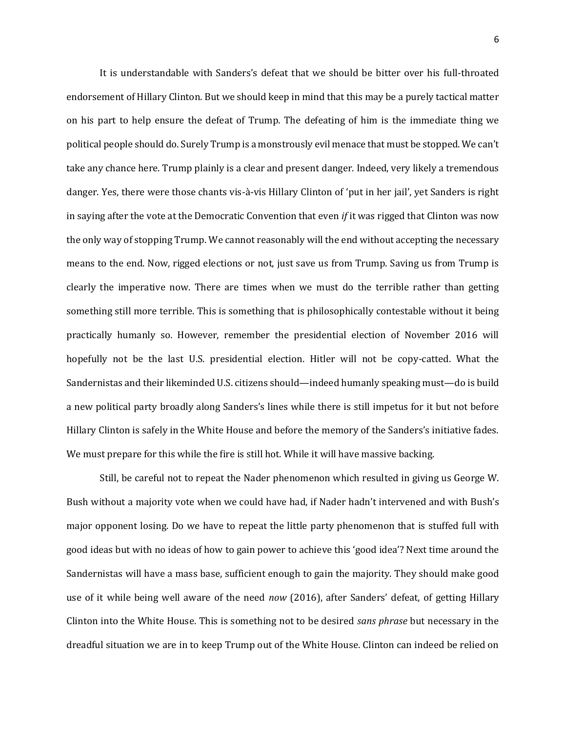It is understandable with Sanders's defeat that we should be bitter over his full-throated endorsement of Hillary Clinton. But we should keep in mind that this may be a purely tactical matter on his part to help ensure the defeat of Trump. The defeating of him is the immediate thing we political people should do. Surely Trump is a monstrously evil menace that must be stopped. We can't take any chance here. Trump plainly is a clear and present danger. Indeed, very likely a tremendous danger. Yes, there were those chants vis-à-vis Hillary Clinton of 'put in her jail', yet Sanders is right in saying after the vote at the Democratic Convention that even *if* it was rigged that Clinton was now the only way of stopping Trump. We cannot reasonably will the end without accepting the necessary means to the end. Now, rigged elections or not, just save us from Trump. Saving us from Trump is clearly the imperative now. There are times when we must do the terrible rather than getting something still more terrible. This is something that is philosophically contestable without it being practically humanly so. However, remember the presidential election of November 2016 will hopefully not be the last U.S. presidential election. Hitler will not be copy-catted. What the Sandernistas and their likeminded U.S. citizens should—indeed humanly speaking must—do is build a new political party broadly along Sanders's lines while there is still impetus for it but not before Hillary Clinton is safely in the White House and before the memory of the Sanders's initiative fades. We must prepare for this while the fire is still hot. While it will have massive backing.

Still, be careful not to repeat the Nader phenomenon which resulted in giving us George W. Bush without a majority vote when we could have had, if Nader hadn't intervened and with Bush's major opponent losing. Do we have to repeat the little party phenomenon that is stuffed full with good ideas but with no ideas of how to gain power to achieve this 'good idea'? Next time around the Sandernistas will have a mass base, sufficient enough to gain the majority. They should make good use of it while being well aware of the need *now* (2016), after Sanders' defeat, of getting Hillary Clinton into the White House. This is something not to be desired *sans phrase* but necessary in the dreadful situation we are in to keep Trump out of the White House. Clinton can indeed be relied on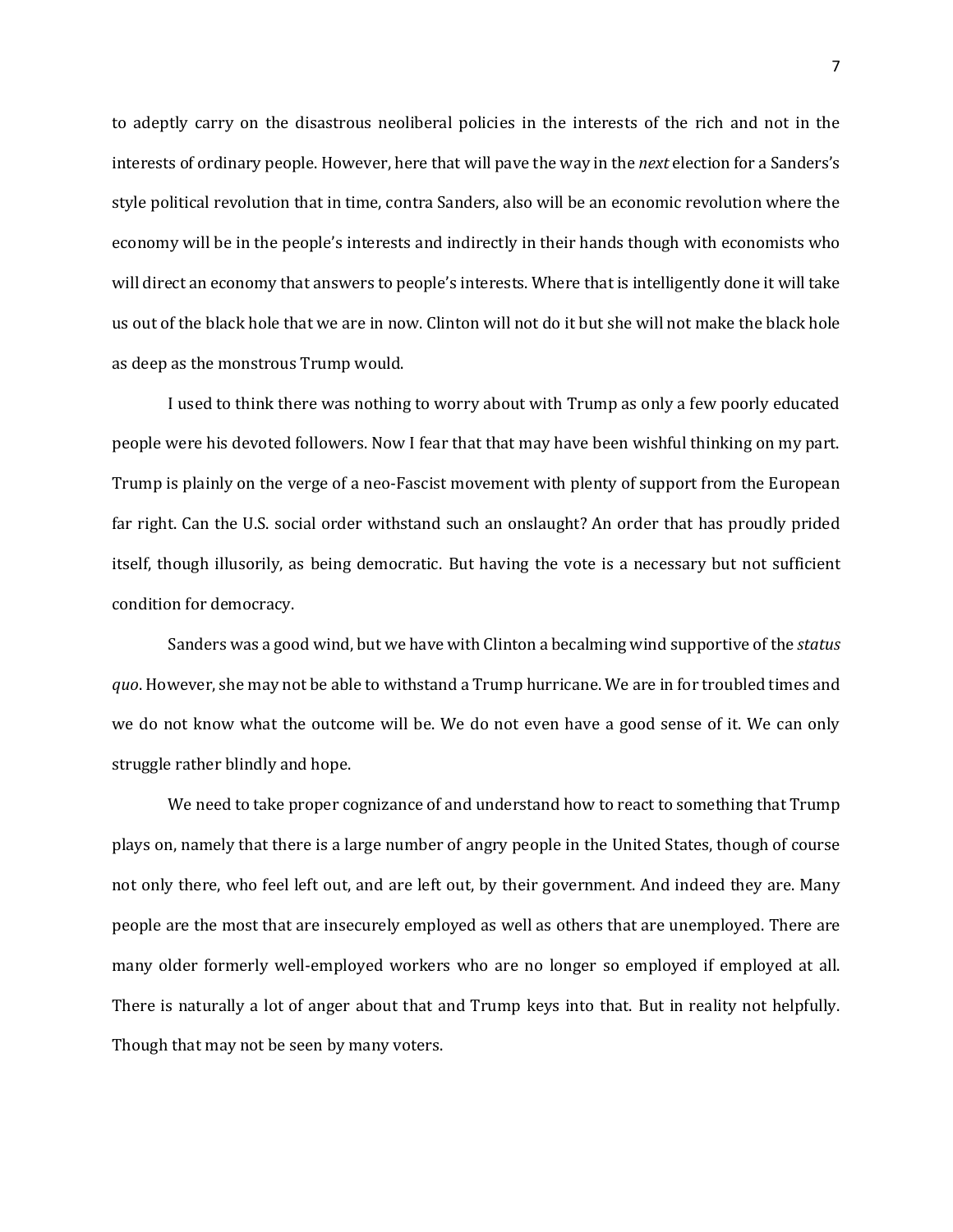to adeptly carry on the disastrous neoliberal policies in the interests of the rich and not in the interests of ordinary people. However, here that will pave the way in the *next* election for a Sanders's style political revolution that in time, contra Sanders, also will be an economic revolution where the economy will be in the people's interests and indirectly in their hands though with economists who will direct an economy that answers to people's interests. Where that is intelligently done it will take us out of the black hole that we are in now. Clinton will not do it but she will not make the black hole as deep as the monstrous Trump would.

I used to think there was nothing to worry about with Trump as only a few poorly educated people were his devoted followers. Now I fear that that may have been wishful thinking on my part. Trump is plainly on the verge of a neo-Fascist movement with plenty of support from the European far right. Can the U.S. social order withstand such an onslaught? An order that has proudly prided itself, though illusorily, as being democratic. But having the vote is a necessary but not sufficient condition for democracy.

Sanders was a good wind, but we have with Clinton a becalming wind supportive of the *status quo*. However, she may not be able to withstand a Trump hurricane. We are in for troubled times and we do not know what the outcome will be. We do not even have a good sense of it. We can only struggle rather blindly and hope.

We need to take proper cognizance of and understand how to react to something that Trump plays on, namely that there is a large number of angry people in the United States, though of course not only there, who feel left out, and are left out, by their government. And indeed they are. Many people are the most that are insecurely employed as well as others that are unemployed. There are many older formerly well-employed workers who are no longer so employed if employed at all. There is naturally a lot of anger about that and Trump keys into that. But in reality not helpfully. Though that may not be seen by many voters.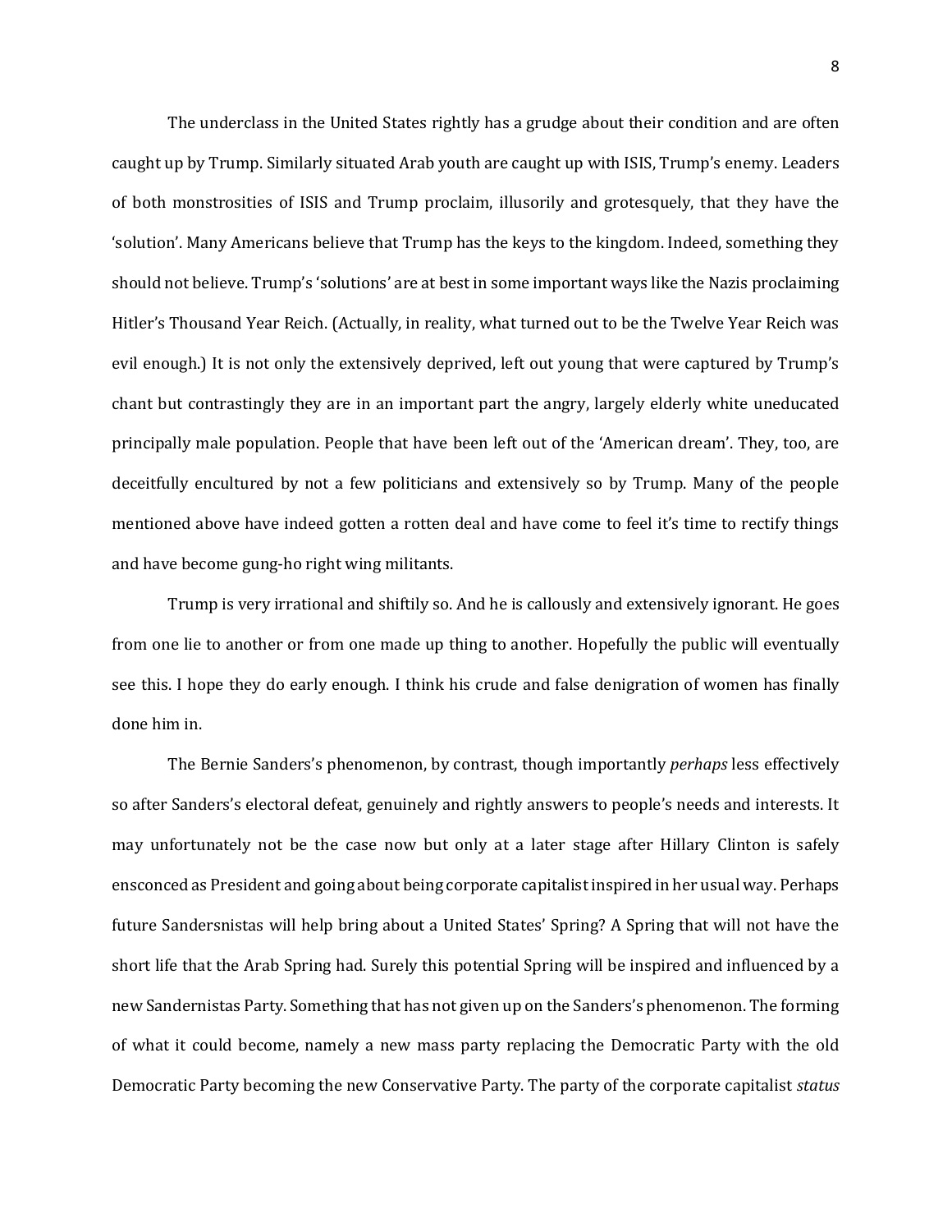The underclass in the United States rightly has a grudge about their condition and are often caught up by Trump. Similarly situated Arab youth are caught up with ISIS, Trump's enemy. Leaders of both monstrosities of ISIS and Trump proclaim, illusorily and grotesquely, that they have the 'solution'. Many Americans believe that Trump has the keys to the kingdom. Indeed, something they should not believe. Trump's 'solutions' are at best in some important ways like the Nazis proclaiming Hitler's Thousand Year Reich. (Actually, in reality, what turned out to be the Twelve Year Reich was evil enough.) It is not only the extensively deprived, left out young that were captured by Trump's chant but contrastingly they are in an important part the angry, largely elderly white uneducated principally male population. People that have been left out of the 'American dream'. They, too, are deceitfully encultured by not a few politicians and extensively so by Trump. Many of the people mentioned above have indeed gotten a rotten deal and have come to feel it's time to rectify things and have become gung-ho right wing militants.

Trump is very irrational and shiftily so. And he is callously and extensively ignorant. He goes from one lie to another or from one made up thing to another. Hopefully the public will eventually see this. I hope they do early enough. I think his crude and false denigration of women has finally done him in.

The Bernie Sanders's phenomenon, by contrast, though importantly *perhaps* less effectively so after Sanders's electoral defeat, genuinely and rightly answers to people's needs and interests. It may unfortunately not be the case now but only at a later stage after Hillary Clinton is safely ensconced as President and going about being corporate capitalist inspired in her usual way. Perhaps future Sandersnistas will help bring about a United States' Spring? A Spring that will not have the short life that the Arab Spring had. Surely this potential Spring will be inspired and influenced by a new Sandernistas Party. Something that has not given up on the Sanders's phenomenon. The forming of what it could become, namely a new mass party replacing the Democratic Party with the old Democratic Party becoming the new Conservative Party. The party of the corporate capitalist *status*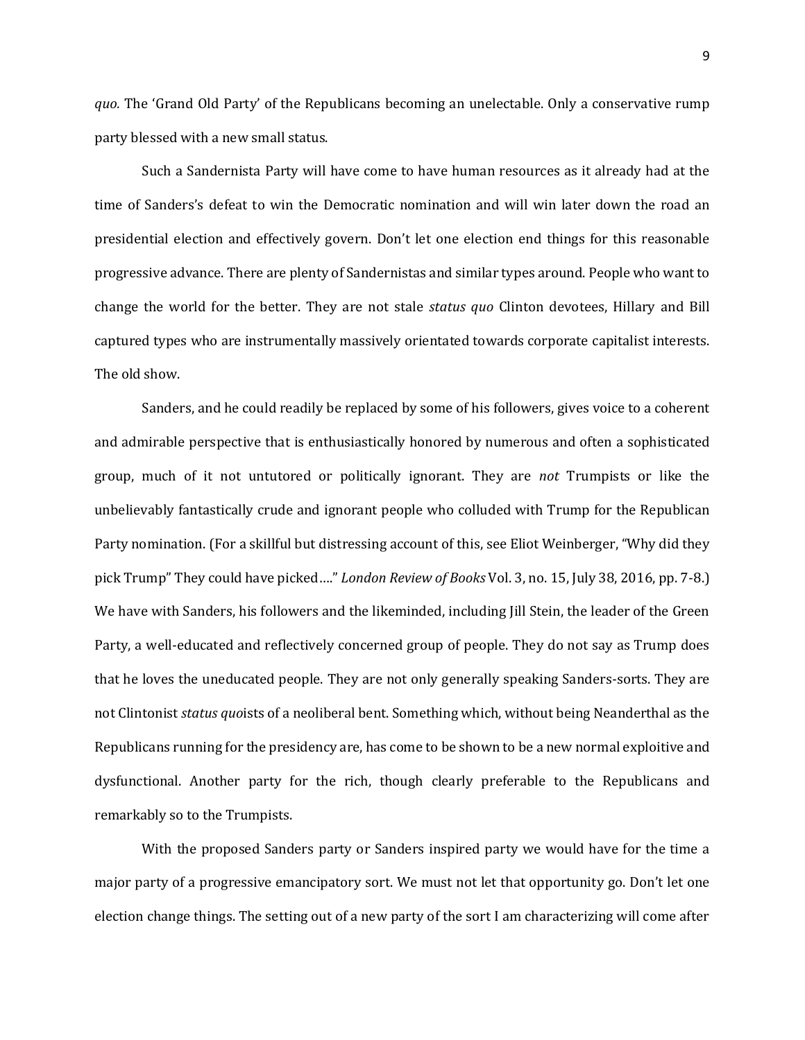*quo.* The 'Grand Old Party' of the Republicans becoming an unelectable. Only a conservative rump party blessed with a new small status.

Such a Sandernista Party will have come to have human resources as it already had at the time of Sanders's defeat to win the Democratic nomination and will win later down the road an presidential election and effectively govern. Don't let one election end things for this reasonable progressive advance. There are plenty of Sandernistas and similar types around. People who want to change the world for the better. They are not stale *status quo* Clinton devotees, Hillary and Bill captured types who are instrumentally massively orientated towards corporate capitalist interests. The old show.

Sanders, and he could readily be replaced by some of his followers, gives voice to a coherent and admirable perspective that is enthusiastically honored by numerous and often a sophisticated group, much of it not untutored or politically ignorant. They are *not* Trumpists or like the unbelievably fantastically crude and ignorant people who colluded with Trump for the Republican Party nomination. (For a skillful but distressing account of this, see Eliot Weinberger, "Why did they pick Trump" They could have picked…." *London Review of Books* Vol. 3, no. 15, July 38, 2016, pp. 7-8.) We have with Sanders, his followers and the likeminded, including Jill Stein, the leader of the Green Party, a well-educated and reflectively concerned group of people. They do not say as Trump does that he loves the uneducated people. They are not only generally speaking Sanders-sorts. They are not Clintonist *status quo*ists of a neoliberal bent. Something which, without being Neanderthal as the Republicans running for the presidency are, has come to be shown to be a new normal exploitive and dysfunctional. Another party for the rich, though clearly preferable to the Republicans and remarkably so to the Trumpists.

With the proposed Sanders party or Sanders inspired party we would have for the time a major party of a progressive emancipatory sort. We must not let that opportunity go. Don't let one election change things. The setting out of a new party of the sort I am characterizing will come after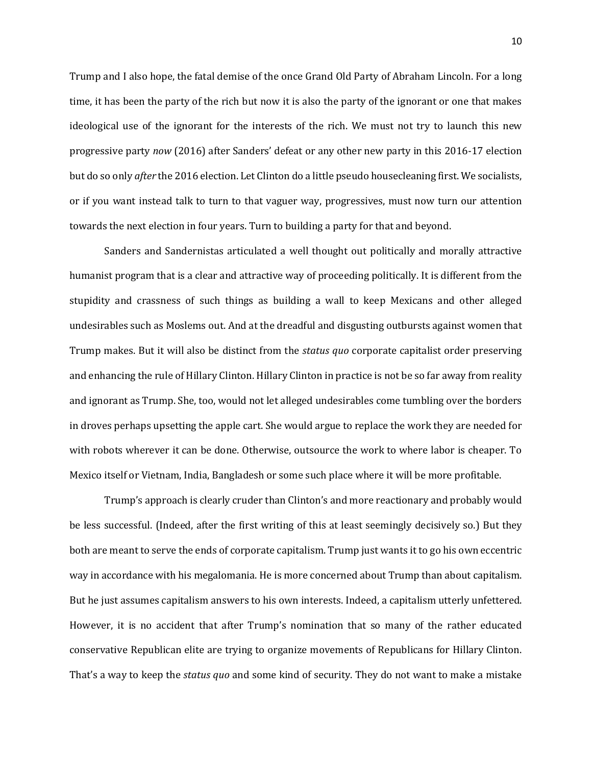Trump and I also hope, the fatal demise of the once Grand Old Party of Abraham Lincoln. For a long time, it has been the party of the rich but now it is also the party of the ignorant or one that makes ideological use of the ignorant for the interests of the rich. We must not try to launch this new progressive party *now* (2016) after Sanders' defeat or any other new party in this 2016-17 election but do so only *after* the 2016 election. Let Clinton do a little pseudo housecleaning first. We socialists, or if you want instead talk to turn to that vaguer way, progressives, must now turn our attention towards the next election in four years. Turn to building a party for that and beyond.

Sanders and Sandernistas articulated a well thought out politically and morally attractive humanist program that is a clear and attractive way of proceeding politically. It is different from the stupidity and crassness of such things as building a wall to keep Mexicans and other alleged undesirables such as Moslems out. And at the dreadful and disgusting outbursts against women that Trump makes. But it will also be distinct from the *status quo* corporate capitalist order preserving and enhancing the rule of Hillary Clinton. Hillary Clinton in practice is not be so far away from reality and ignorant as Trump. She, too, would not let alleged undesirables come tumbling over the borders in droves perhaps upsetting the apple cart. She would argue to replace the work they are needed for with robots wherever it can be done. Otherwise, outsource the work to where labor is cheaper. To Mexico itself or Vietnam, India, Bangladesh or some such place where it will be more profitable.

Trump's approach is clearly cruder than Clinton's and more reactionary and probably would be less successful. (Indeed, after the first writing of this at least seemingly decisively so.) But they both are meant to serve the ends of corporate capitalism. Trump just wants it to go his own eccentric way in accordance with his megalomania. He is more concerned about Trump than about capitalism. But he just assumes capitalism answers to his own interests. Indeed, a capitalism utterly unfettered. However, it is no accident that after Trump's nomination that so many of the rather educated conservative Republican elite are trying to organize movements of Republicans for Hillary Clinton. That's a way to keep the *status quo* and some kind of security. They do not want to make a mistake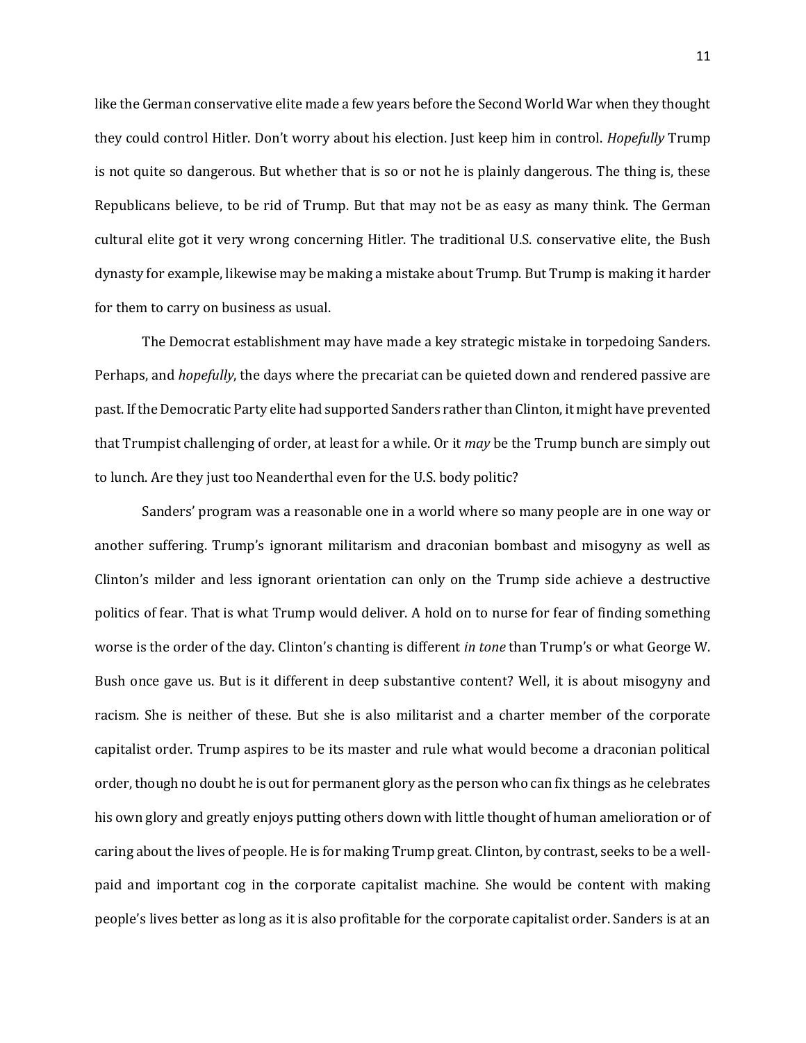like the German conservative elite made a few years before the Second World War when they thought they could control Hitler. Don't worry about his election. Just keep him in control. *Hopefully* Trump is not quite so dangerous. But whether that is so or not he is plainly dangerous. The thing is, these Republicans believe, to be rid of Trump. But that may not be as easy as many think. The German cultural elite got it very wrong concerning Hitler. The traditional U.S. conservative elite, the Bush dynasty for example, likewise may be making a mistake about Trump. But Trump is making it harder for them to carry on business as usual.

The Democrat establishment may have made a key strategic mistake in torpedoing Sanders. Perhaps, and *hopefully*, the days where the precariat can be quieted down and rendered passive are past. If the Democratic Party elite had supported Sanders rather than Clinton, it might have prevented that Trumpist challenging of order, at least for a while. Or it *may* be the Trump bunch are simply out to lunch. Are they just too Neanderthal even for the U.S. body politic?

Sanders' program was a reasonable one in a world where so many people are in one way or another suffering. Trump's ignorant militarism and draconian bombast and misogyny as well as Clinton's milder and less ignorant orientation can only on the Trump side achieve a destructive politics of fear. That is what Trump would deliver. A hold on to nurse for fear of finding something worse is the order of the day. Clinton's chanting is different *in tone* than Trump's or what George W. Bush once gave us. But is it different in deep substantive content? Well, it is about misogyny and racism. She is neither of these. But she is also militarist and a charter member of the corporate capitalist order. Trump aspires to be its master and rule what would become a draconian political order, though no doubt he is out for permanent glory as the person who can fix things as he celebrates his own glory and greatly enjoys putting others down with little thought of human amelioration or of caring about the lives of people. He is for making Trump great. Clinton, by contrast, seeks to be a well-paid and important cog in the corporate capitalist machine. She would be content with making people's lives better as long as it is also profitable for the corporate capitalist order. Sanders is at an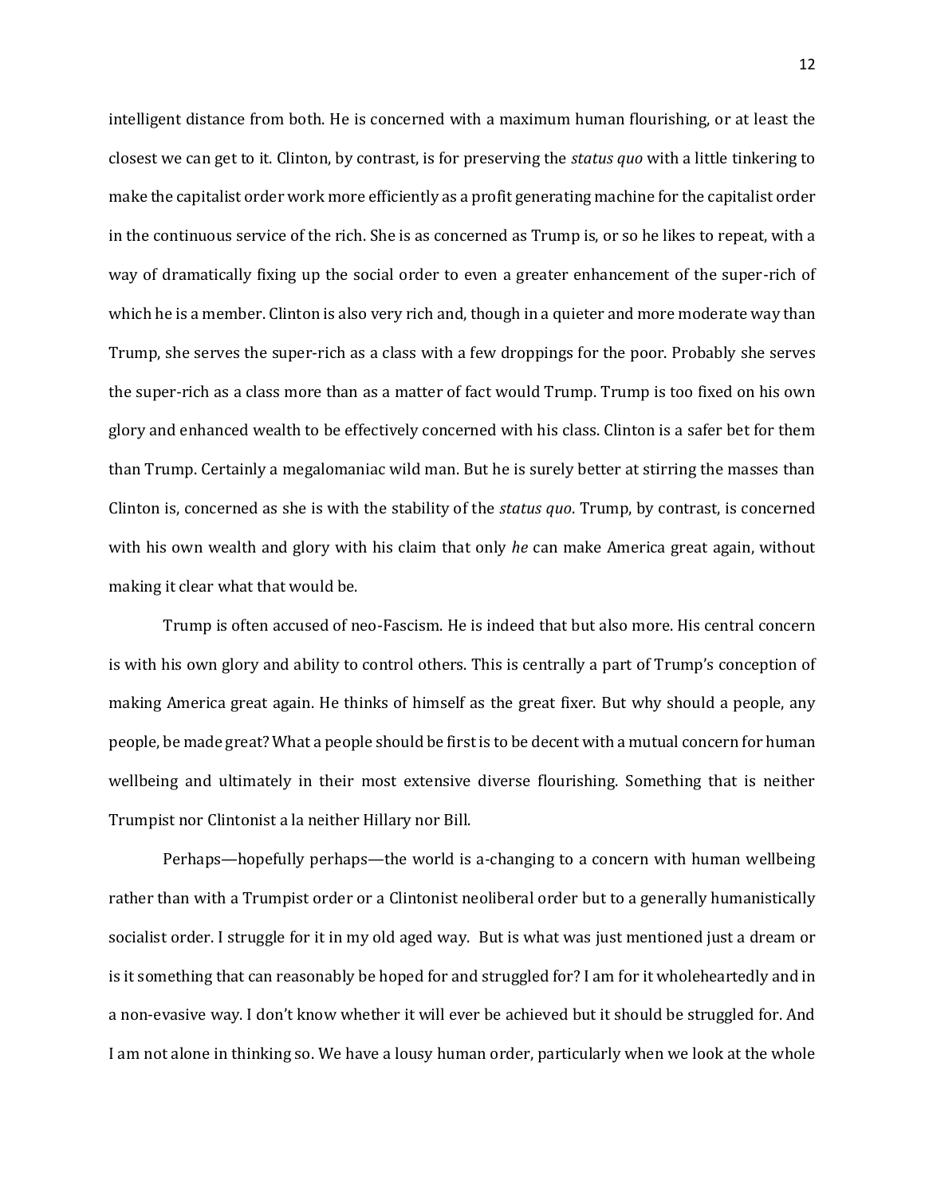intelligent distance from both. He is concerned with a maximum human flourishing, or at least the closest we can get to it. Clinton, by contrast, is for preserving the *status quo* with a little tinkering to make the capitalist order work more efficiently as a profit generating machine for the capitalist order in the continuous service of the rich. She is as concerned as Trump is, or so he likes to repeat, with a way of dramatically fixing up the social order to even a greater enhancement of the super-rich of which he is a member. Clinton is also very rich and, though in a quieter and more moderate way than Trump, she serves the super-rich as a class with a few droppings for the poor. Probably she serves the super-rich as a class more than as a matter of fact would Trump. Trump is too fixed on his own glory and enhanced wealth to be effectively concerned with his class. Clinton is a safer bet for them than Trump. Certainly a megalomaniac wild man. But he is surely better at stirring the masses than Clinton is, concerned as she is with the stability of the *status quo*. Trump, by contrast, is concerned with his own wealth and glory with his claim that only *he* can make America great again, without making it clear what that would be.

Trump is often accused of neo-Fascism. He is indeed that but also more. His central concern is with his own glory and ability to control others. This is centrally a part of Trump's conception of making America great again. He thinks of himself as the great fixer. But why should a people, any people, be made great? What a people should be first is to be decent with a mutual concern for human wellbeing and ultimately in their most extensive diverse flourishing. Something that is neither Trumpist nor Clintonist a la neither Hillary nor Bill.

Perhaps—hopefully perhaps—the world is a-changing to a concern with human wellbeing rather than with a Trumpist order or a Clintonist neoliberal order but to a generally humanistically socialist order. I struggle for it in my old aged way. But is what was just mentioned just a dream or is it something that can reasonably be hoped for and struggled for? I am for it wholeheartedly and in a non-evasive way. I don't know whether it will ever be achieved but it should be struggled for. And I am not alone in thinking so. We have a lousy human order, particularly when we look at the whole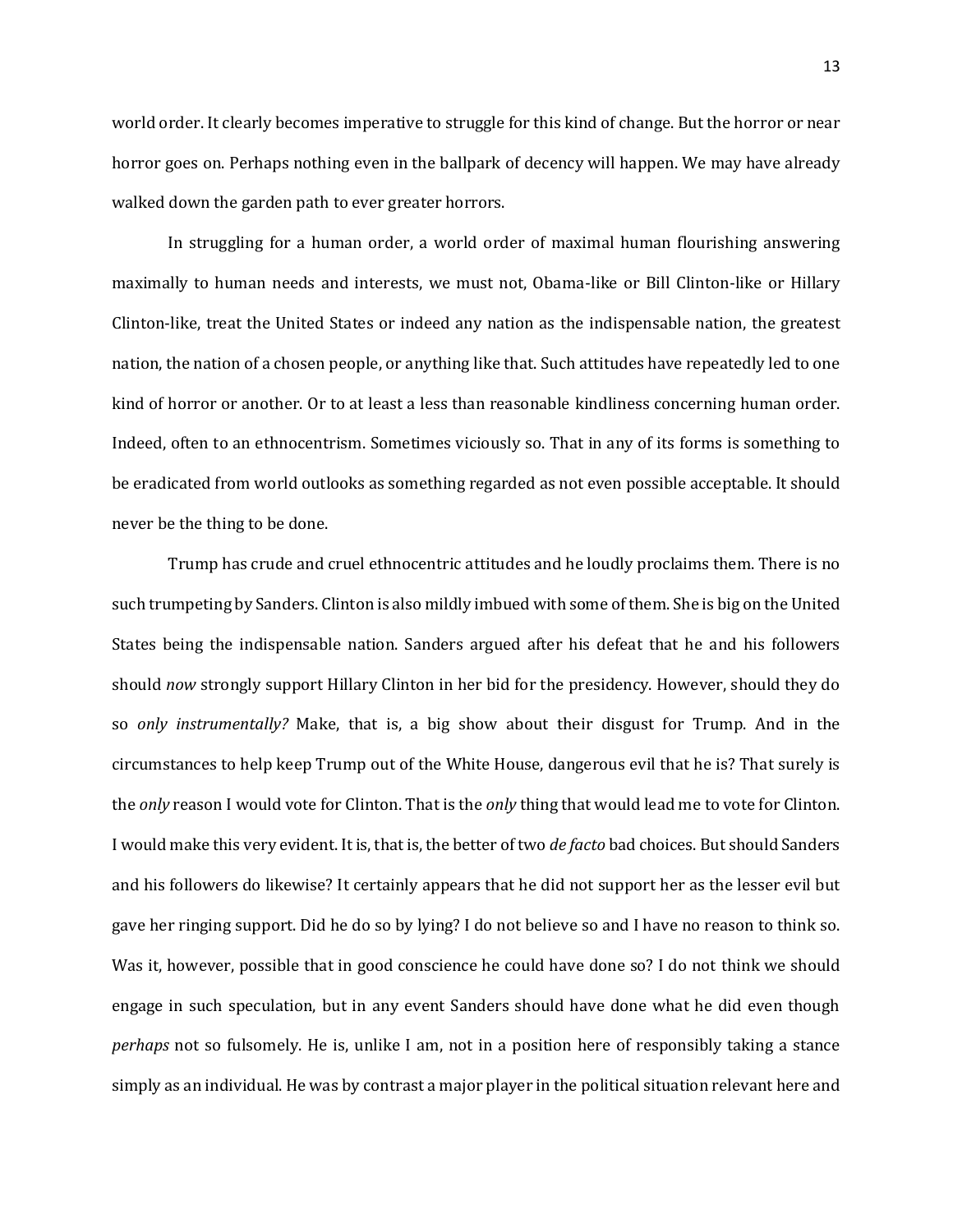world order. It clearly becomes imperative to struggle for this kind of change. But the horror or near horror goes on. Perhaps nothing even in the ballpark of decency will happen. We may have already walked down the garden path to ever greater horrors.

In struggling for a human order, a world order of maximal human flourishing answering maximally to human needs and interests, we must not, Obama-like or Bill Clinton-like or Hillary Clinton-like, treat the United States or indeed any nation as the indispensable nation, the greatest nation, the nation of a chosen people, or anything like that. Such attitudes have repeatedly led to one kind of horror or another. Or to at least a less than reasonable kindliness concerning human order. Indeed, often to an ethnocentrism. Sometimes viciously so. That in any of its forms is something to be eradicated from world outlooks as something regarded as not even possible acceptable. It should never be the thing to be done.

Trump has crude and cruel ethnocentric attitudes and he loudly proclaims them. There is no such trumpeting by Sanders. Clinton is also mildly imbued with some of them. She is big on the United States being the indispensable nation. Sanders argued after his defeat that he and his followers should *now* strongly support Hillary Clinton in her bid for the presidency. However, should they do so *only instrumentally?* Make, that is, a big show about their disgust for Trump. And in the circumstances to help keep Trump out of the White House, dangerous evil that he is? That surely is the *only* reason I would vote for Clinton. That is the *only* thing that would lead me to vote for Clinton. I would make this very evident. It is, that is, the better of two *de facto* bad choices. But should Sanders and his followers do likewise? It certainly appears that he did not support her as the lesser evil but gave her ringing support. Did he do so by lying? I do not believe so and I have no reason to think so. Was it, however, possible that in good conscience he could have done so? I do not think we should engage in such speculation, but in any event Sanders should have done what he did even though *perhaps* not so fulsomely. He is, unlike I am, not in a position here of responsibly taking a stance simply as an individual. He was by contrast a major player in the political situation relevant here and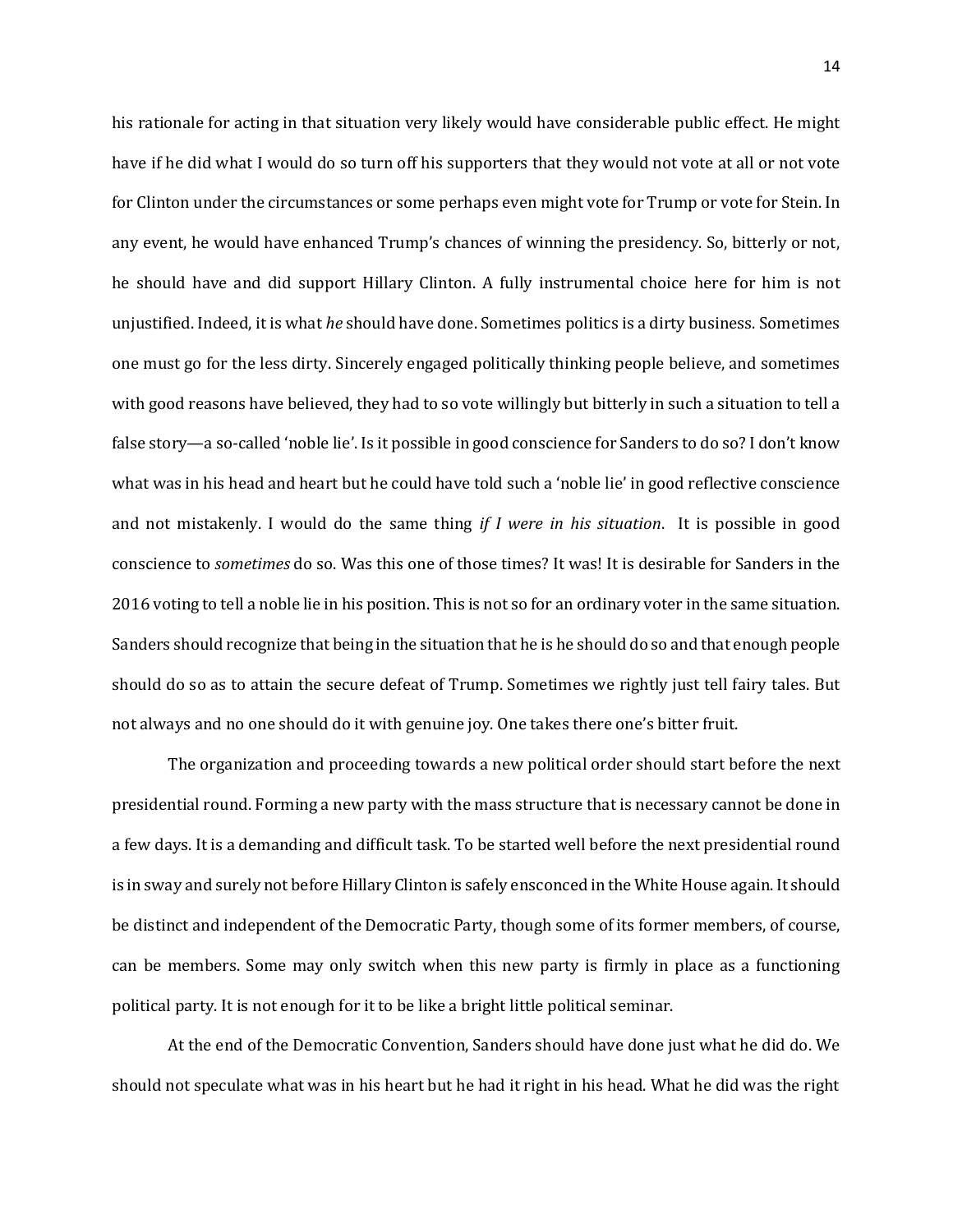his rationale for acting in that situation very likely would have considerable public effect. He might have if he did what I would do so turn off his supporters that they would not vote at all or not vote for Clinton under the circumstances or some perhaps even might vote for Trump or vote for Stein. In any event, he would have enhanced Trump's chances of winning the presidency. So, bitterly or not, he should have and did support Hillary Clinton. A fully instrumental choice here for him is not unjustified. Indeed, it is what *he* should have done. Sometimes politics is a dirty business. Sometimes one must go for the less dirty. Sincerely engaged politically thinking people believe, and sometimes with good reasons have believed, they had to so vote willingly but bitterly in such a situation to tell a false story—a so-called 'noble lie'. Is it possible in good conscience for Sanders to do so? I don't know what was in his head and heart but he could have told such a 'noble lie' in good reflective conscience and not mistakenly. I would do the same thing *if I were in his situation*. It is possible in good conscience to *sometimes* do so. Was this one of those times? It was! It is desirable for Sanders in the 2016 voting to tell a noble lie in his position. This is not so for an ordinary voter in the same situation. Sanders should recognize that being in the situation that he is he should do so and that enough people should do so as to attain the secure defeat of Trump. Sometimes we rightly just tell fairy tales. But not always and no one should do it with genuine joy. One takes there one's bitter fruit.

The organization and proceeding towards a new political order should start before the next presidential round. Forming a new party with the mass structure that is necessary cannot be done in a few days. It is a demanding and difficult task. To be started well before the next presidential round is in sway and surely not before Hillary Clinton is safely ensconced in the White House again. It should be distinct and independent of the Democratic Party, though some of its former members, of course, can be members. Some may only switch when this new party is firmly in place as a functioning political party. It is not enough for it to be like a bright little political seminar.

At the end of the Democratic Convention, Sanders should have done just what he did do. We should not speculate what was in his heart but he had it right in his head. What he did was the right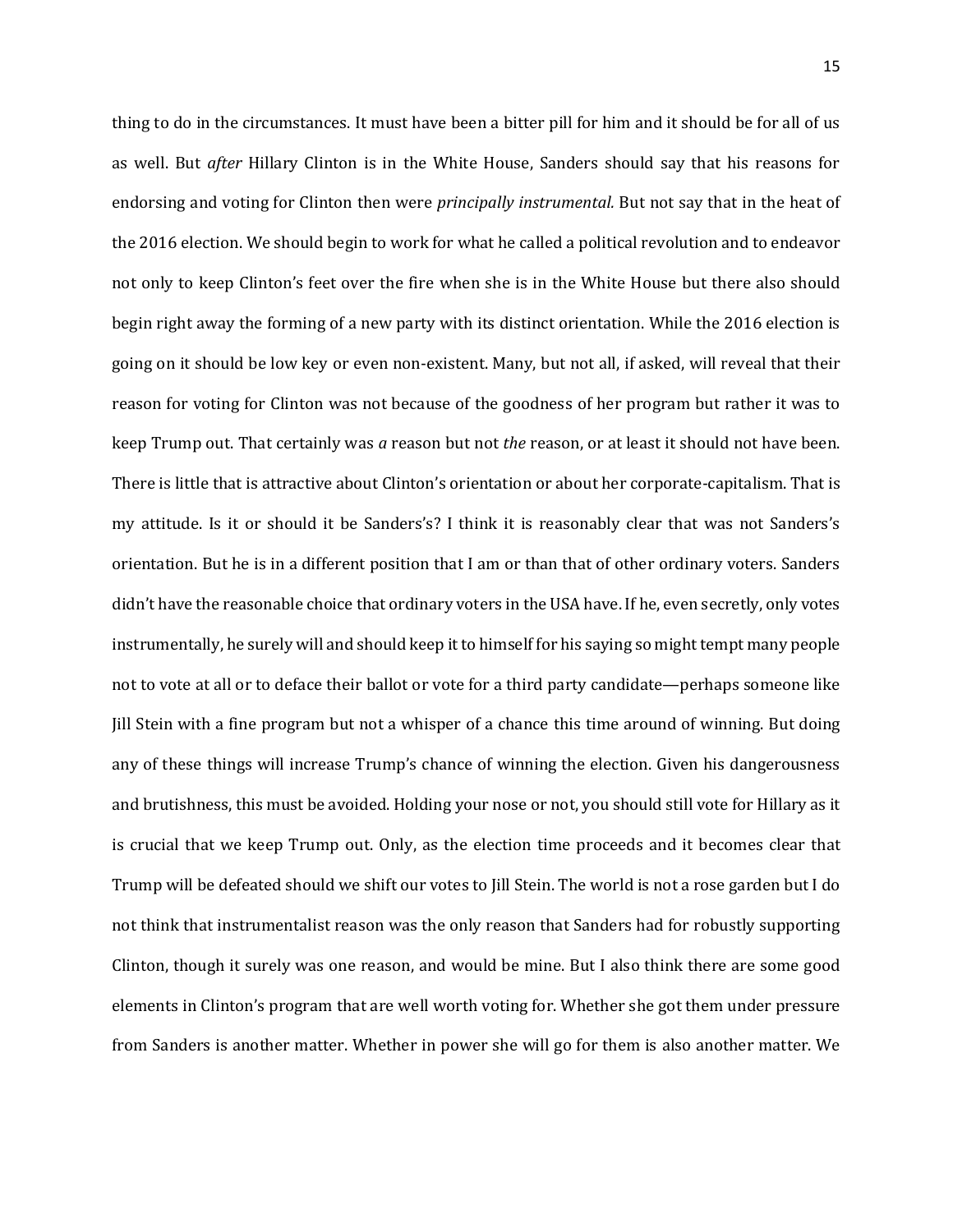thing to do in the circumstances. It must have been a bitter pill for him and it should be for all of us as well. But *after* Hillary Clinton is in the White House, Sanders should say that his reasons for endorsing and voting for Clinton then were *principally instrumental.* But not say that in the heat of the 2016 election. We should begin to work for what he called a political revolution and to endeavor not only to keep Clinton's feet over the fire when she is in the White House but there also should begin right away the forming of a new party with its distinct orientation. While the 2016 election is going on it should be low key or even non-existent. Many, but not all, if asked, will reveal that their reason for voting for Clinton was not because of the goodness of her program but rather it was to keep Trump out. That certainly was *a* reason but not *the* reason, or at least it should not have been. There is little that is attractive about Clinton's orientation or about her corporate-capitalism. That is my attitude. Is it or should it be Sanders's? I think it is reasonably clear that was not Sanders's orientation. But he is in a different position that I am or than that of other ordinary voters. Sanders didn't have the reasonable choice that ordinary voters in the USA have. If he, even secretly, only votes instrumentally, he surely will and should keep it to himself for his saying so might tempt many people not to vote at all or to deface their ballot or vote for a third party candidate—perhaps someone like Jill Stein with a fine program but not a whisper of a chance this time around of winning. But doing any of these things will increase Trump's chance of winning the election. Given his dangerousness and brutishness, this must be avoided. Holding your nose or not, you should still vote for Hillary as it is crucial that we keep Trump out. Only, as the election time proceeds and it becomes clear that Trump will be defeated should we shift our votes to Jill Stein. The world is not a rose garden but I do not think that instrumentalist reason was the only reason that Sanders had for robustly supporting Clinton, though it surely was one reason, and would be mine. But I also think there are some good elements in Clinton's program that are well worth voting for. Whether she got them under pressure from Sanders is another matter. Whether in power she will go for them is also another matter. We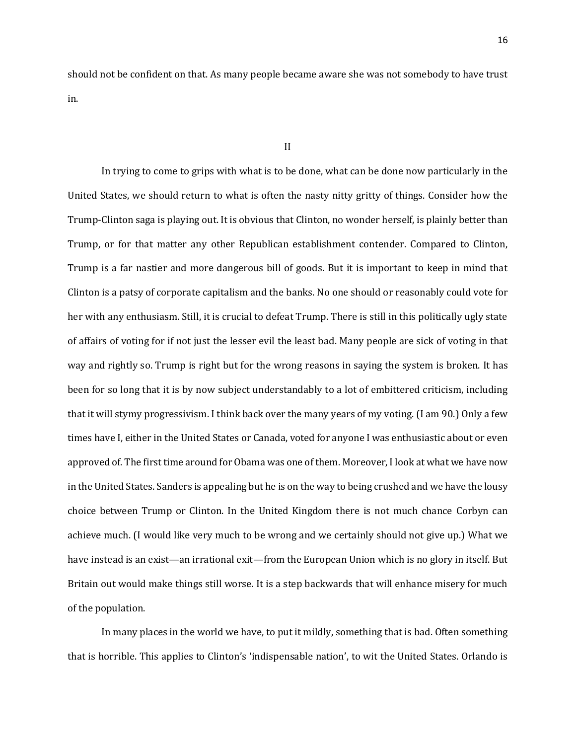should not be confident on that. As many people became aware she was not somebody to have trust in.

II

In trying to come to grips with what is to be done, what can be done now particularly in the United States, we should return to what is often the nasty nitty gritty of things. Consider how the Trump-Clinton saga is playing out. It is obvious that Clinton, no wonder herself, is plainly better than Trump, or for that matter any other Republican establishment contender. Compared to Clinton, Trump is a far nastier and more dangerous bill of goods. But it is important to keep in mind that Clinton is a patsy of corporate capitalism and the banks. No one should or reasonably could vote for her with any enthusiasm. Still, it is crucial to defeat Trump. There is still in this politically ugly state of affairs of voting for if not just the lesser evil the least bad. Many people are sick of voting in that way and rightly so. Trump is right but for the wrong reasons in saying the system is broken. It has been for so long that it is by now subject understandably to a lot of embittered criticism, including that it will stymy progressivism. I think back over the many years of my voting. (I am 90.) Only a few times have I, either in the United States or Canada, voted for anyone I was enthusiastic about or even approved of. The first time around for Obama was one of them. Moreover, I look at what we have now in the United States. Sanders is appealing but he is on the way to being crushed and we have the lousy choice between Trump or Clinton. In the United Kingdom there is not much chance Corbyn can achieve much. (I would like very much to be wrong and we certainly should not give up.) What we have instead is an exist—an irrational exit—from the European Union which is no glory in itself. But Britain out would make things still worse. It is a step backwards that will enhance misery for much of the population.

In many places in the world we have, to put it mildly, something that is bad. Often something that is horrible. This applies to Clinton's 'indispensable nation', to wit the United States. Orlando is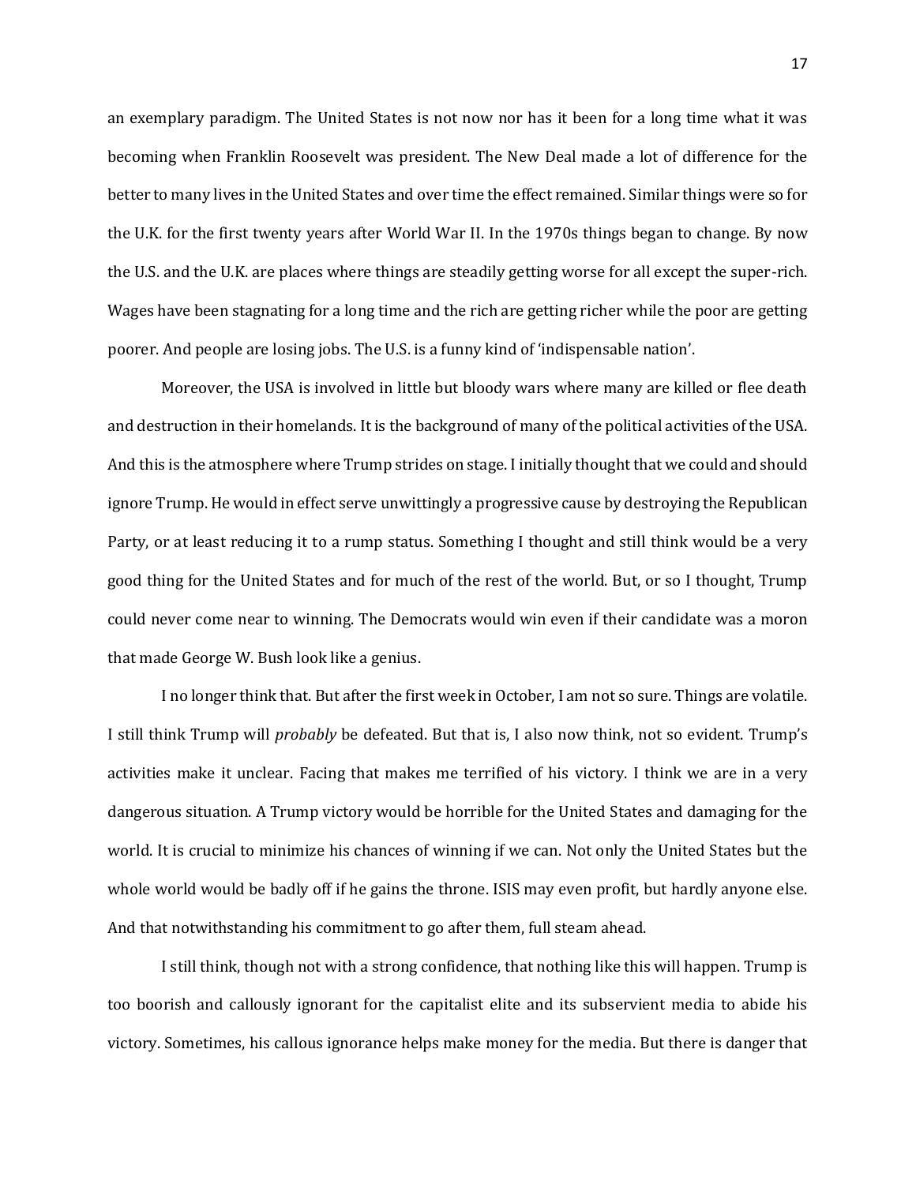an exemplary paradigm. The United States is not now nor has it been for a long time what it was becoming when Franklin Roosevelt was president. The New Deal made a lot of difference for the better to many lives in the United States and over time the effect remained. Similar things were so for the U.K. for the first twenty years after World War II. In the 1970s things began to change. By now the U.S. and the U.K. are places where things are steadily getting worse for all except the super-rich. Wages have been stagnating for a long time and the rich are getting richer while the poor are getting poorer. And people are losing jobs. The U.S. is a funny kind of 'indispensable nation'.

Moreover, the USA is involved in little but bloody wars where many are killed or flee death and destruction in their homelands. It is the background of many of the political activities of the USA. And this is the atmosphere where Trump strides on stage. I initially thought that we could and should ignore Trump. He would in effect serve unwittingly a progressive cause by destroying the Republican Party, or at least reducing it to a rump status. Something I thought and still think would be a very good thing for the United States and for much of the rest of the world. But, or so I thought, Trump could never come near to winning. The Democrats would win even if their candidate was a moron that made George W. Bush look like a genius.

I no longer think that. But after the first week in October, I am not so sure. Things are volatile. I still think Trump will *probably* be defeated. But that is, I also now think, not so evident. Trump's activities make it unclear. Facing that makes me terrified of his victory. I think we are in a very dangerous situation. A Trump victory would be horrible for the United States and damaging for the world. It is crucial to minimize his chances of winning if we can. Not only the United States but the whole world would be badly off if he gains the throne. ISIS may even profit, but hardly anyone else. And that notwithstanding his commitment to go after them, full steam ahead.

I still think, though not with a strong confidence, that nothing like this will happen. Trump is too boorish and callously ignorant for the capitalist elite and its subservient media to abide his victory. Sometimes, his callous ignorance helps make money for the media. But there is danger that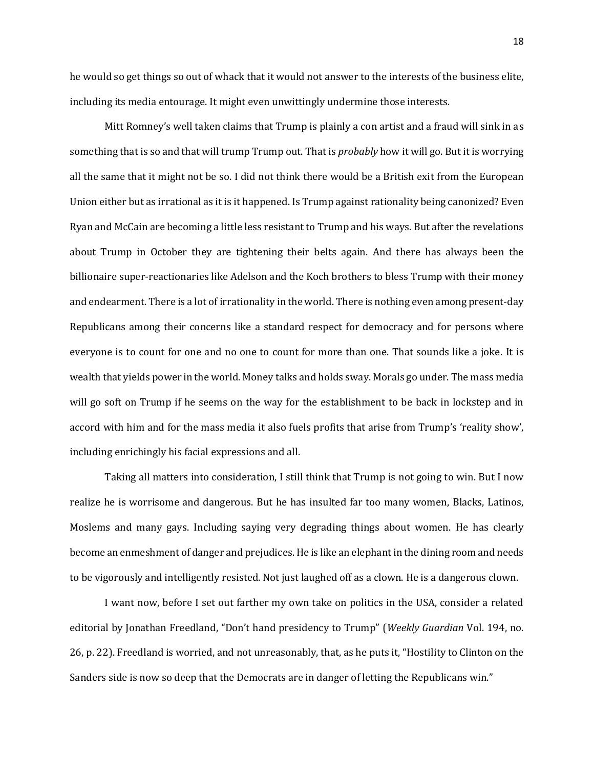he would so get things so out of whack that it would not answer to the interests of the business elite, including its media entourage. It might even unwittingly undermine those interests.

Mitt Romney's well taken claims that Trump is plainly a con artist and a fraud will sink in as something that is so and that will trump Trump out. That is *probably* how it will go. But it is worrying all the same that it might not be so. I did not think there would be a British exit from the European Union either but as irrational as it is it happened. Is Trump against rationality being canonized? Even Ryan and McCain are becoming a little less resistant to Trump and his ways. But after the revelations about Trump in October they are tightening their belts again. And there has always been the billionaire super-reactionaries like Adelson and the Koch brothers to bless Trump with their money and endearment. There is a lot of irrationality in the world. There is nothing even among present-day Republicans among their concerns like a standard respect for democracy and for persons where everyone is to count for one and no one to count for more than one. That sounds like a joke. It is wealth that yields power in the world. Money talks and holds sway. Morals go under. The mass media will go soft on Trump if he seems on the way for the establishment to be back in lockstep and in accord with him and for the mass media it also fuels profits that arise from Trump's 'reality show', including enrichingly his facial expressions and all.

Taking all matters into consideration, I still think that Trump is not going to win. But I now realize he is worrisome and dangerous. But he has insulted far too many women, Blacks, Latinos, Moslems and many gays. Including saying very degrading things about women. He has clearly become an enmeshment of danger and prejudices. He is like an elephant in the dining room and needs to be vigorously and intelligently resisted. Not just laughed off as a clown. He is a dangerous clown.

I want now, before I set out farther my own take on politics in the USA, consider a related editorial by Jonathan Freedland, "Don't hand presidency to Trump" (*Weekly Guardian* Vol. 194, no. 26, p. 22). Freedland is worried, and not unreasonably, that, as he puts it, "Hostility to Clinton on the Sanders side is now so deep that the Democrats are in danger of letting the Republicans win."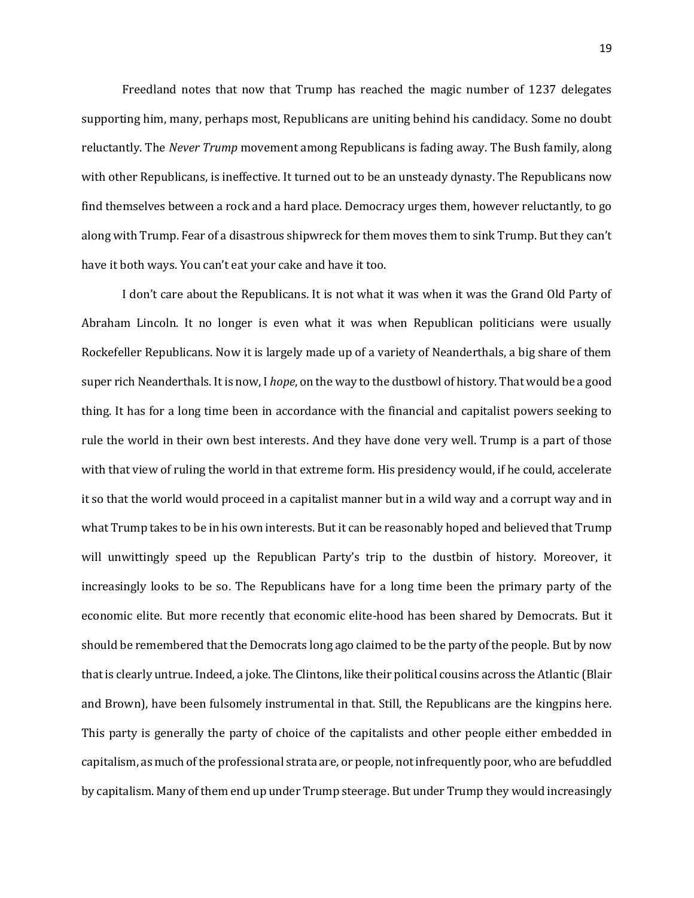Freedland notes that now that Trump has reached the magic number of 1237 delegates supporting him, many, perhaps most, Republicans are uniting behind his candidacy. Some no doubt reluctantly. The *Never Trump* movement among Republicans is fading away. The Bush family, along with other Republicans, is ineffective. It turned out to be an unsteady dynasty. The Republicans now find themselves between a rock and a hard place. Democracy urges them, however reluctantly, to go along with Trump. Fear of a disastrous shipwreck for them moves them to sink Trump. But they can't have it both ways. You can't eat your cake and have it too.

I don't care about the Republicans. It is not what it was when it was the Grand Old Party of Abraham Lincoln. It no longer is even what it was when Republican politicians were usually Rockefeller Republicans. Now it is largely made up of a variety of Neanderthals, a big share of them super rich Neanderthals. It is now, I *hope*, on the way to the dustbowl of history. That would be a good thing. It has for a long time been in accordance with the financial and capitalist powers seeking to rule the world in their own best interests. And they have done very well. Trump is a part of those with that view of ruling the world in that extreme form. His presidency would, if he could, accelerate it so that the world would proceed in a capitalist manner but in a wild way and a corrupt way and in what Trump takes to be in his own interests. But it can be reasonably hoped and believed that Trump will unwittingly speed up the Republican Party's trip to the dustbin of history. Moreover, it increasingly looks to be so. The Republicans have for a long time been the primary party of the economic elite. But more recently that economic elite-hood has been shared by Democrats. But it should be remembered that the Democrats long ago claimed to be the party of the people. But by now that is clearly untrue. Indeed, a joke. The Clintons, like their political cousins across the Atlantic (Blair and Brown), have been fulsomely instrumental in that. Still, the Republicans are the kingpins here. This party is generally the party of choice of the capitalists and other people either embedded in capitalism, as much of the professional strata are, or people, not infrequently poor, who are befuddled by capitalism. Many of them end up under Trump steerage. But under Trump they would increasingly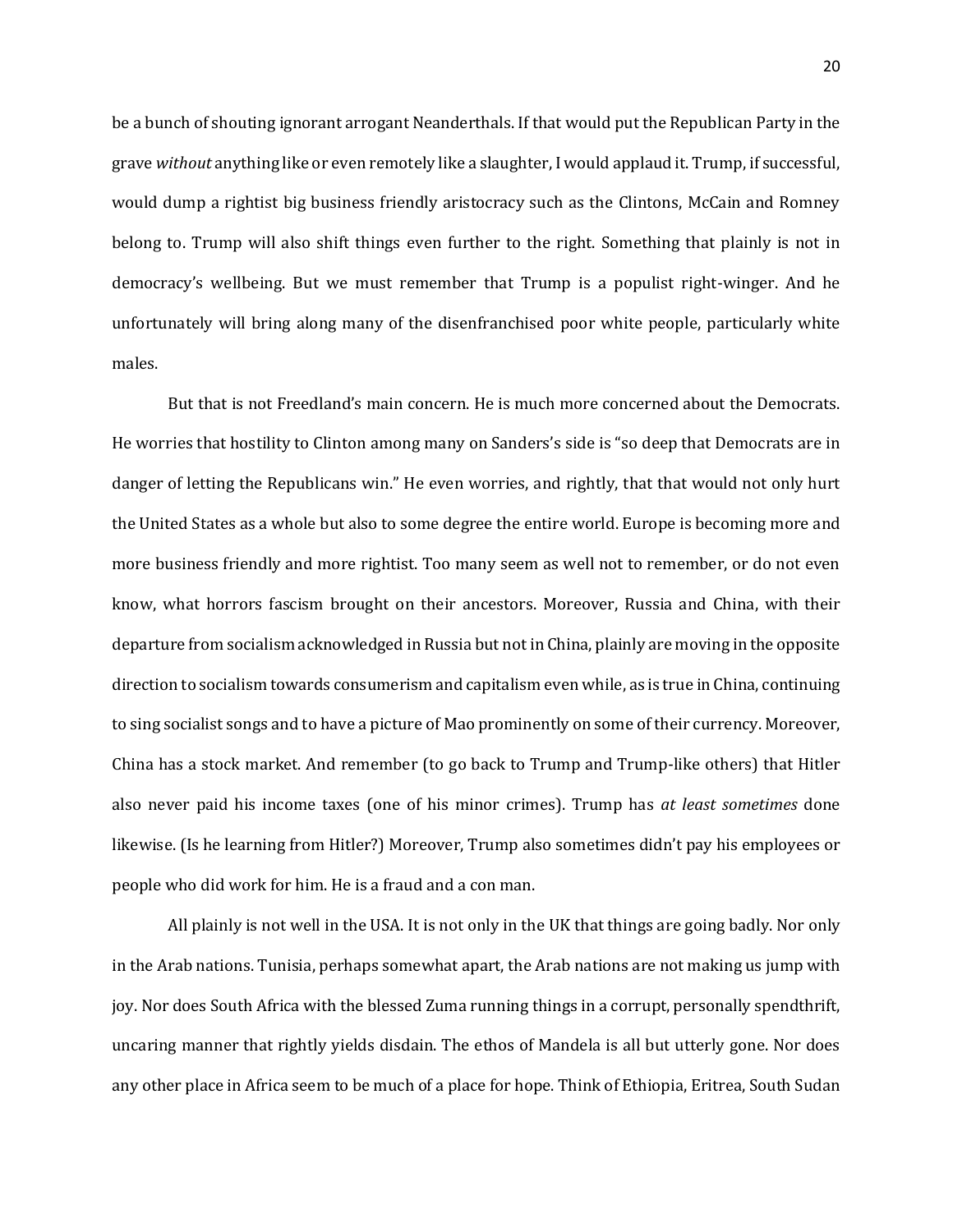be a bunch of shouting ignorant arrogant Neanderthals. If that would put the Republican Party in the grave *without* anything like or even remotely like a slaughter, I would applaud it. Trump, if successful, would dump a rightist big business friendly aristocracy such as the Clintons, McCain and Romney belong to. Trump will also shift things even further to the right. Something that plainly is not in democracy's wellbeing. But we must remember that Trump is a populist right-winger. And he unfortunately will bring along many of the disenfranchised poor white people, particularly white males.

But that is not Freedland's main concern. He is much more concerned about the Democrats. He worries that hostility to Clinton among many on Sanders's side is "so deep that Democrats are in danger of letting the Republicans win." He even worries, and rightly, that that would not only hurt the United States as a whole but also to some degree the entire world. Europe is becoming more and more business friendly and more rightist. Too many seem as well not to remember, or do not even know, what horrors fascism brought on their ancestors. Moreover, Russia and China, with their departure from socialism acknowledged in Russia but not in China, plainly are moving in the opposite direction to socialism towards consumerism and capitalism even while, as is true in China, continuing to sing socialist songs and to have a picture of Mao prominently on some of their currency. Moreover, China has a stock market. And remember (to go back to Trump and Trump-like others) that Hitler also never paid his income taxes (one of his minor crimes). Trump has *at least sometimes* done likewise. (Is he learning from Hitler?) Moreover, Trump also sometimes didn't pay his employees or people who did work for him. He is a fraud and a con man.

All plainly is not well in the USA. It is not only in the UK that things are going badly. Nor only in the Arab nations. Tunisia, perhaps somewhat apart, the Arab nations are not making us jump with joy. Nor does South Africa with the blessed Zuma running things in a corrupt, personally spendthrift, uncaring manner that rightly yields disdain. The ethos of Mandela is all but utterly gone. Nor does any other place in Africa seem to be much of a place for hope. Think of Ethiopia, Eritrea, South Sudan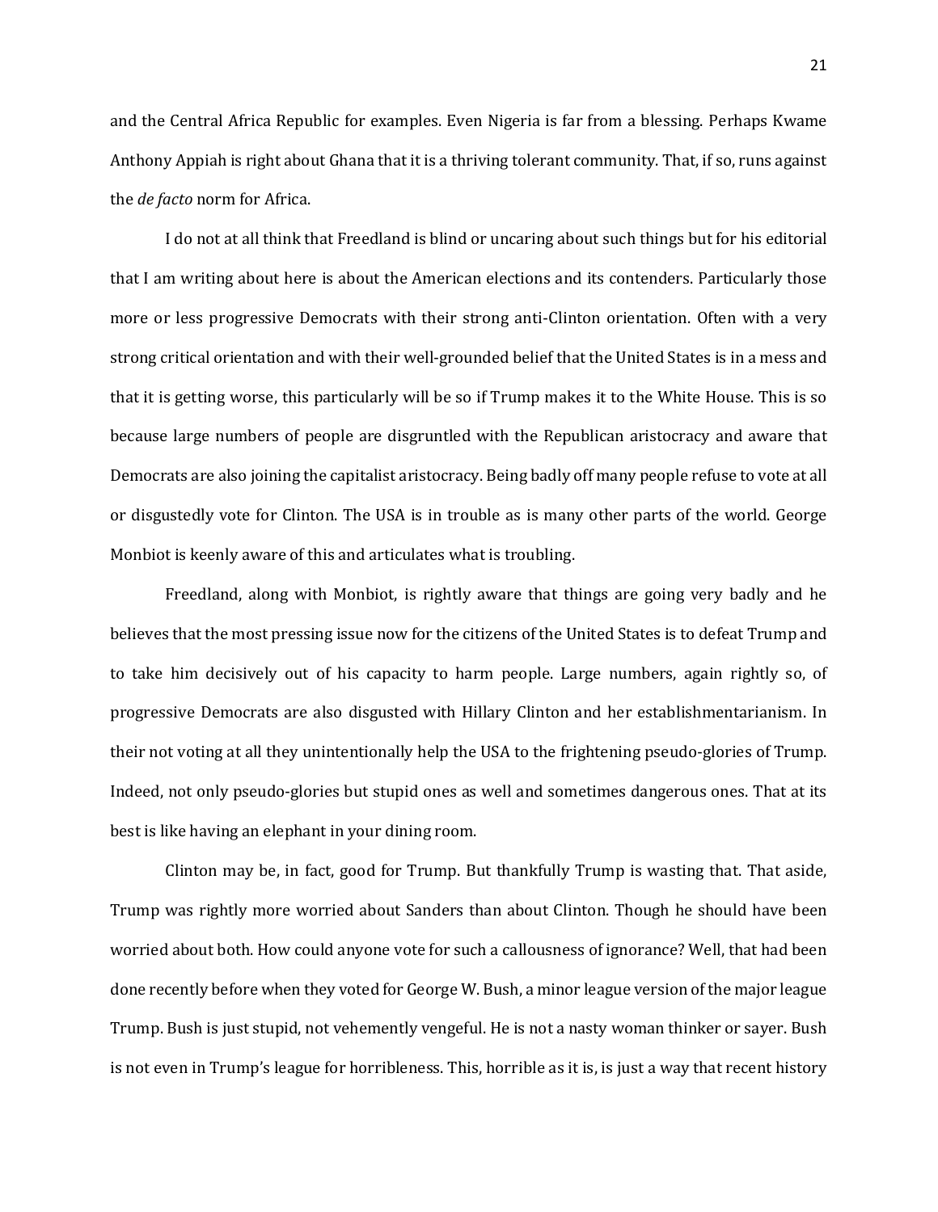and the Central Africa Republic for examples. Even Nigeria is far from a blessing. Perhaps Kwame Anthony Appiah is right about Ghana that it is a thriving tolerant community. That, if so, runs against the *de facto* norm for Africa.

I do not at all think that Freedland is blind or uncaring about such things but for his editorial that I am writing about here is about the American elections and its contenders. Particularly those more or less progressive Democrats with their strong anti-Clinton orientation. Often with a very strong critical orientation and with their well-grounded belief that the United States is in a mess and that it is getting worse, this particularly will be so if Trump makes it to the White House. This is so because large numbers of people are disgruntled with the Republican aristocracy and aware that Democrats are also joining the capitalist aristocracy. Being badly off many people refuse to vote at all or disgustedly vote for Clinton. The USA is in trouble as is many other parts of the world. George Monbiot is keenly aware of this and articulates what is troubling.

Freedland, along with Monbiot, is rightly aware that things are going very badly and he believes that the most pressing issue now for the citizens of the United States is to defeat Trump and to take him decisively out of his capacity to harm people. Large numbers, again rightly so, of progressive Democrats are also disgusted with Hillary Clinton and her establishmentarianism. In their not voting at all they unintentionally help the USA to the frightening pseudo-glories of Trump. Indeed, not only pseudo-glories but stupid ones as well and sometimes dangerous ones. That at its best is like having an elephant in your dining room.

Clinton may be, in fact, good for Trump. But thankfully Trump is wasting that. That aside, Trump was rightly more worried about Sanders than about Clinton. Though he should have been worried about both. How could anyone vote for such a callousness of ignorance? Well, that had been done recently before when they voted for George W. Bush, a minor league version of the major league Trump. Bush is just stupid, not vehemently vengeful. He is not a nasty woman thinker or sayer. Bush is not even in Trump's league for horribleness. This, horrible as it is, is just a way that recent history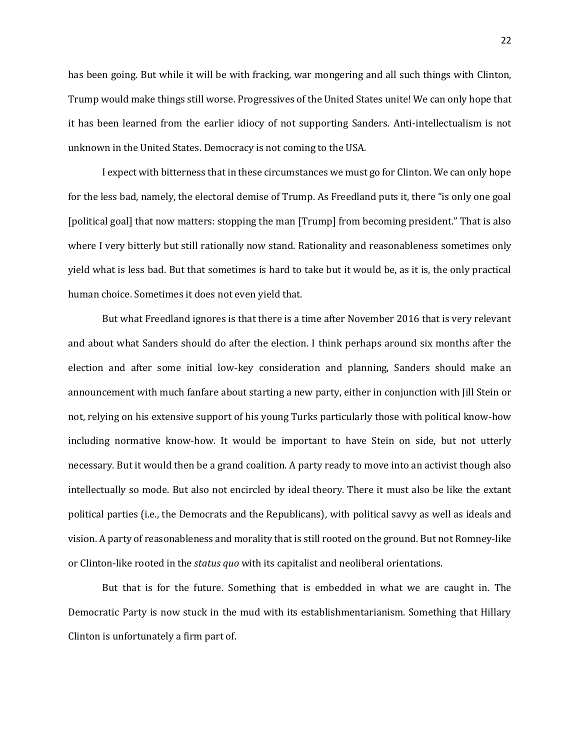has been going. But while it will be with fracking, war mongering and all such things with Clinton, Trump would make things still worse. Progressives of the United States unite! We can only hope that it has been learned from the earlier idiocy of not supporting Sanders. Anti-intellectualism is not unknown in the United States. Democracy is not coming to the USA.

I expect with bitterness that in these circumstances we must go for Clinton. We can only hope for the less bad, namely, the electoral demise of Trump. As Freedland puts it, there "is only one goal [political goal] that now matters: stopping the man [Trump] from becoming president." That is also where I very bitterly but still rationally now stand. Rationality and reasonableness sometimes only yield what is less bad. But that sometimes is hard to take but it would be, as it is, the only practical human choice. Sometimes it does not even yield that.

But what Freedland ignores is that there is a time after November 2016 that is very relevant and about what Sanders should do after the election. I think perhaps around six months after the election and after some initial low-key consideration and planning, Sanders should make an announcement with much fanfare about starting a new party, either in conjunction with Jill Stein or not, relying on his extensive support of his young Turks particularly those with political know-how including normative know-how. It would be important to have Stein on side, but not utterly necessary. But it would then be a grand coalition. A party ready to move into an activist though also intellectually so mode. But also not encircled by ideal theory. There it must also be like the extant political parties (i.e., the Democrats and the Republicans), with political savvy as well as ideals and vision. A party of reasonableness and morality that is still rooted on the ground. But not Romney-like or Clinton-like rooted in the *status quo* with its capitalist and neoliberal orientations.

But that is for the future. Something that is embedded in what we are caught in. The Democratic Party is now stuck in the mud with its establishmentarianism. Something that Hillary Clinton is unfortunately a firm part of.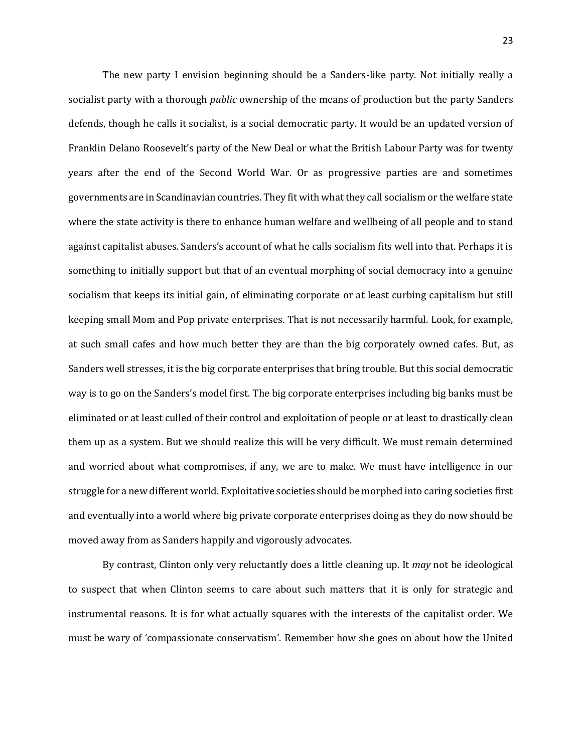The new party I envision beginning should be a Sanders-like party. Not initially really a socialist party with a thorough *public* ownership of the means of production but the party Sanders defends, though he calls it socialist, is a social democratic party. It would be an updated version of Franklin Delano Roosevelt's party of the New Deal or what the British Labour Party was for twenty years after the end of the Second World War. Or as progressive parties are and sometimes governments are in Scandinavian countries. They fit with what they call socialism or the welfare state where the state activity is there to enhance human welfare and wellbeing of all people and to stand against capitalist abuses. Sanders's account of what he calls socialism fits well into that. Perhaps it is something to initially support but that of an eventual morphing of social democracy into a genuine socialism that keeps its initial gain, of eliminating corporate or at least curbing capitalism but still keeping small Mom and Pop private enterprises. That is not necessarily harmful. Look, for example, at such small cafes and how much better they are than the big corporately owned cafes. But, as Sanders well stresses, it is the big corporate enterprises that bring trouble. But this social democratic way is to go on the Sanders's model first. The big corporate enterprises including big banks must be eliminated or at least culled of their control and exploitation of people or at least to drastically clean them up as a system. But we should realize this will be very difficult. We must remain determined and worried about what compromises, if any, we are to make. We must have intelligence in our struggle for a new different world. Exploitative societies should be morphed into caring societies first and eventually into a world where big private corporate enterprises doing as they do now should be moved away from as Sanders happily and vigorously advocates.

By contrast, Clinton only very reluctantly does a little cleaning up. It *may* not be ideological to suspect that when Clinton seems to care about such matters that it is only for strategic and instrumental reasons. It is for what actually squares with the interests of the capitalist order. We must be wary of 'compassionate conservatism'. Remember how she goes on about how the United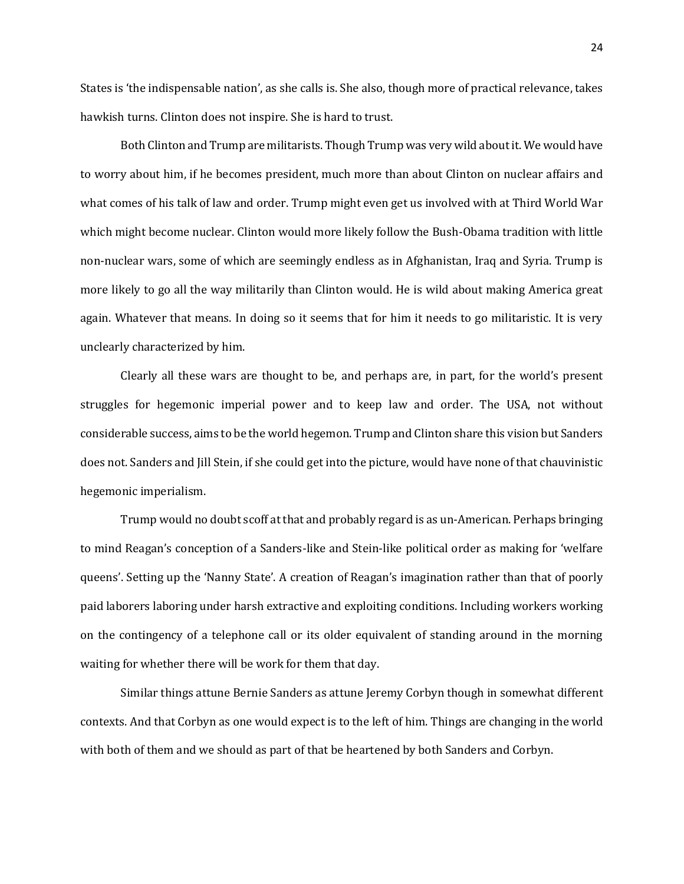States is 'the indispensable nation', as she calls is. She also, though more of practical relevance, takes hawkish turns. Clinton does not inspire. She is hard to trust.

Both Clinton and Trump are militarists. Though Trump was very wild about it. We would have to worry about him, if he becomes president, much more than about Clinton on nuclear affairs and what comes of his talk of law and order. Trump might even get us involved with at Third World War which might become nuclear. Clinton would more likely follow the Bush-Obama tradition with little non-nuclear wars, some of which are seemingly endless as in Afghanistan, Iraq and Syria. Trump is more likely to go all the way militarily than Clinton would. He is wild about making America great again. Whatever that means. In doing so it seems that for him it needs to go militaristic. It is very unclearly characterized by him.

Clearly all these wars are thought to be, and perhaps are, in part, for the world's present struggles for hegemonic imperial power and to keep law and order. The USA, not without considerable success, aims to be the world hegemon. Trump and Clinton share this vision but Sanders does not. Sanders and Jill Stein, if she could get into the picture, would have none of that chauvinistic hegemonic imperialism.

Trump would no doubt scoff at that and probably regard is as un-American. Perhaps bringing to mind Reagan's conception of a Sanders-like and Stein-like political order as making for 'welfare queens'. Setting up the 'Nanny State'. A creation of Reagan's imagination rather than that of poorly paid laborers laboring under harsh extractive and exploiting conditions. Including workers working on the contingency of a telephone call or its older equivalent of standing around in the morning waiting for whether there will be work for them that day.

Similar things attune Bernie Sanders as attune Jeremy Corbyn though in somewhat different contexts. And that Corbyn as one would expect is to the left of him. Things are changing in the world with both of them and we should as part of that be heartened by both Sanders and Corbyn.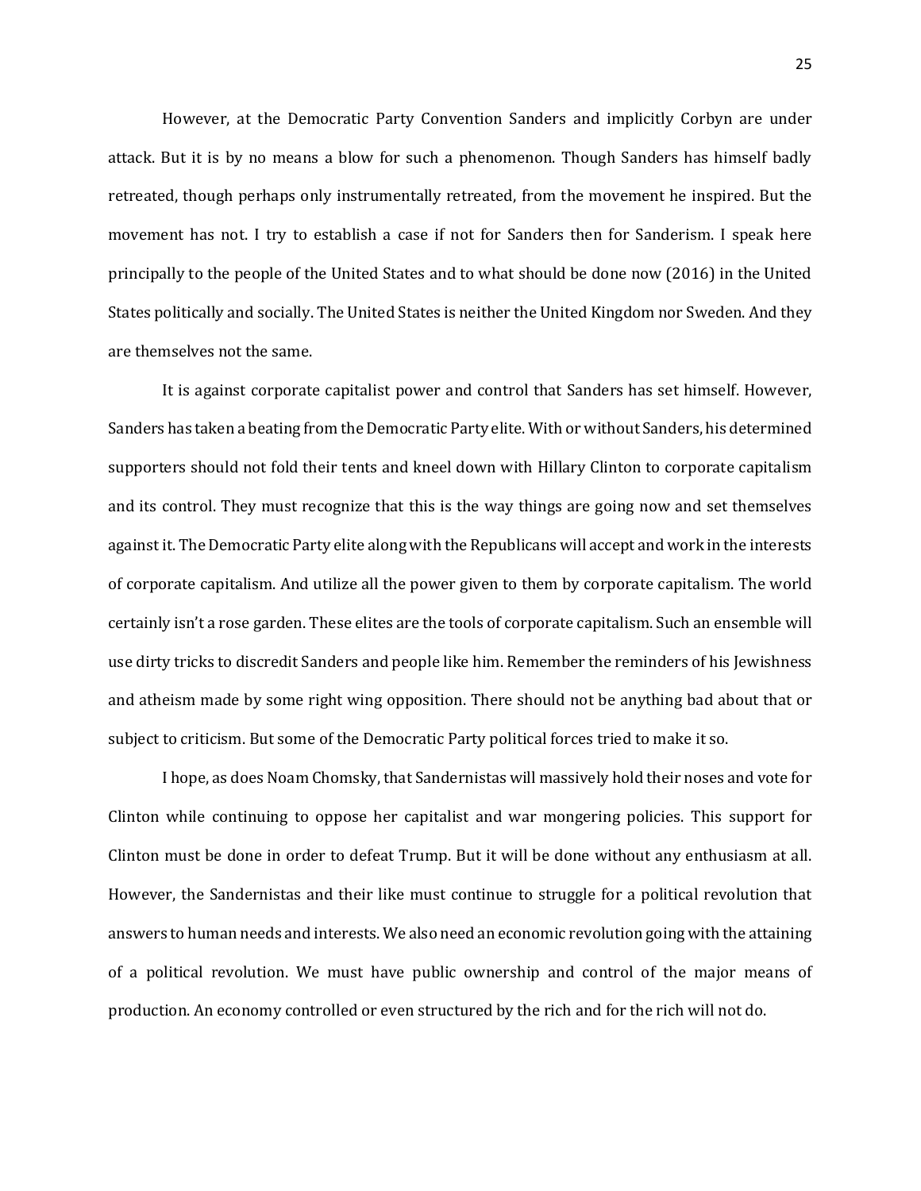However, at the Democratic Party Convention Sanders and implicitly Corbyn are under attack. But it is by no means a blow for such a phenomenon. Though Sanders has himself badly retreated, though perhaps only instrumentally retreated, from the movement he inspired. But the movement has not. I try to establish a case if not for Sanders then for Sanderism. I speak here principally to the people of the United States and to what should be done now (2016) in the United States politically and socially. The United States is neither the United Kingdom nor Sweden. And they are themselves not the same.

It is against corporate capitalist power and control that Sanders has set himself. However, Sanders has taken a beating from the Democratic Party elite. With or without Sanders, his determined supporters should not fold their tents and kneel down with Hillary Clinton to corporate capitalism and its control. They must recognize that this is the way things are going now and set themselves against it. The Democratic Party elite along with the Republicans will accept and work in the interests of corporate capitalism. And utilize all the power given to them by corporate capitalism. The world certainly isn't a rose garden. These elites are the tools of corporate capitalism. Such an ensemble will use dirty tricks to discredit Sanders and people like him. Remember the reminders of his Jewishness and atheism made by some right wing opposition. There should not be anything bad about that or subject to criticism. But some of the Democratic Party political forces tried to make it so.

I hope, as does Noam Chomsky, that Sandernistas will massively hold their noses and vote for Clinton while continuing to oppose her capitalist and war mongering policies. This support for Clinton must be done in order to defeat Trump. But it will be done without any enthusiasm at all. However, the Sandernistas and their like must continue to struggle for a political revolution that answers to human needs and interests. We also need an economic revolution going with the attaining of a political revolution. We must have public ownership and control of the major means of production. An economy controlled or even structured by the rich and for the rich will not do.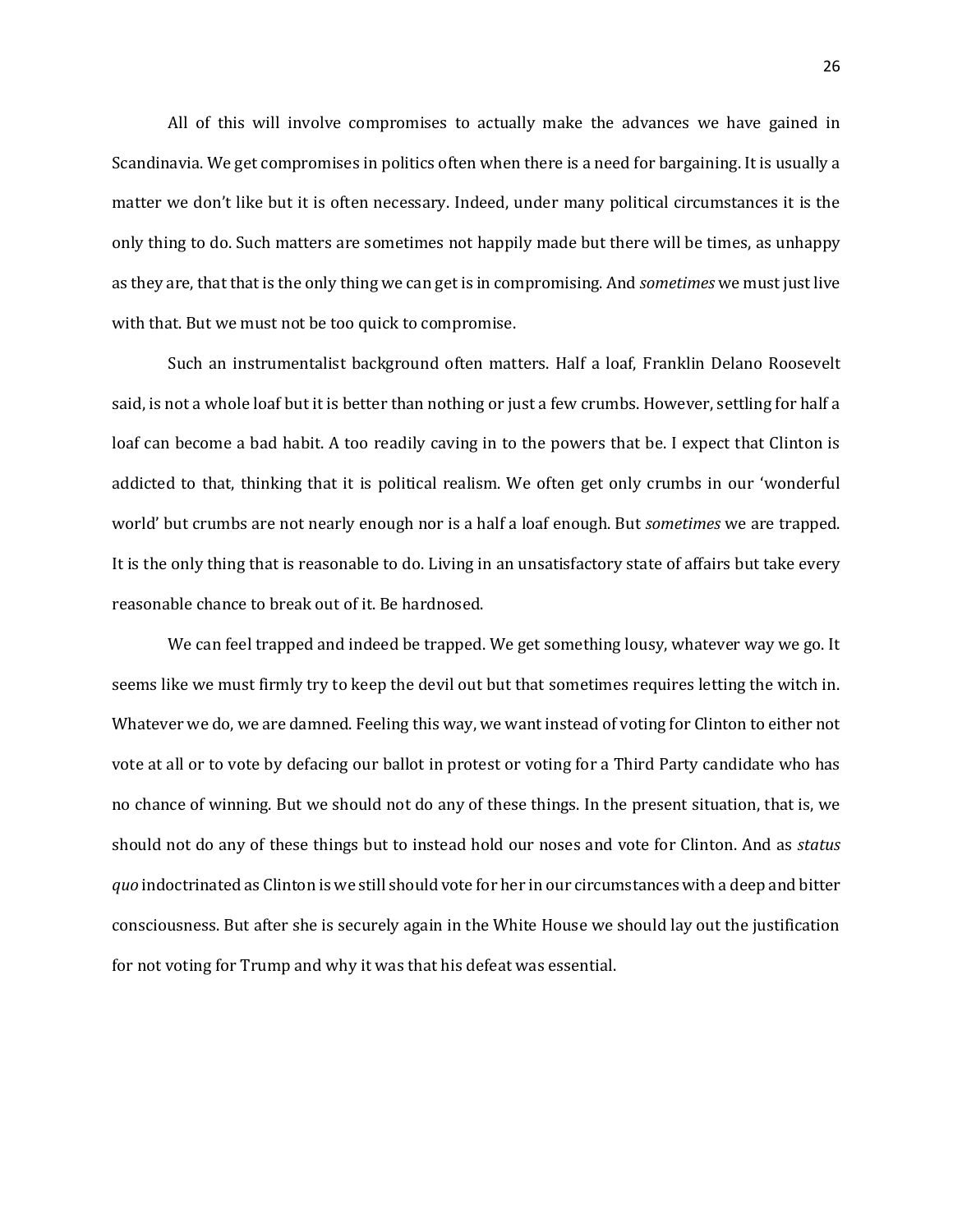All of this will involve compromises to actually make the advances we have gained in Scandinavia. We get compromises in politics often when there is a need for bargaining. It is usually a matter we don't like but it is often necessary. Indeed, under many political circumstances it is the only thing to do. Such matters are sometimes not happily made but there will be times, as unhappy as they are, that that is the only thing we can get is in compromising. And *sometimes* we must just live with that. But we must not be too quick to compromise.

Such an instrumentalist background often matters. Half a loaf, Franklin Delano Roosevelt said, is not a whole loaf but it is better than nothing or just a few crumbs. However, settling for half a loaf can become a bad habit. A too readily caving in to the powers that be. I expect that Clinton is addicted to that, thinking that it is political realism. We often get only crumbs in our 'wonderful world' but crumbs are not nearly enough nor is a half a loaf enough. But *sometimes* we are trapped. It is the only thing that is reasonable to do. Living in an unsatisfactory state of affairs but take every reasonable chance to break out of it. Be hardnosed.

We can feel trapped and indeed be trapped. We get something lousy, whatever way we go. It seems like we must firmly try to keep the devil out but that sometimes requires letting the witch in. Whatever we do, we are damned. Feeling this way, we want instead of voting for Clinton to either not vote at all or to vote by defacing our ballot in protest or voting for a Third Party candidate who has no chance of winning. But we should not do any of these things. In the present situation, that is, we should not do any of these things but to instead hold our noses and vote for Clinton. And as *status quo* indoctrinated as Clinton is we still should vote for her in our circumstances with a deep and bitter consciousness. But after she is securely again in the White House we should lay out the justification for not voting for Trump and why it was that his defeat was essential.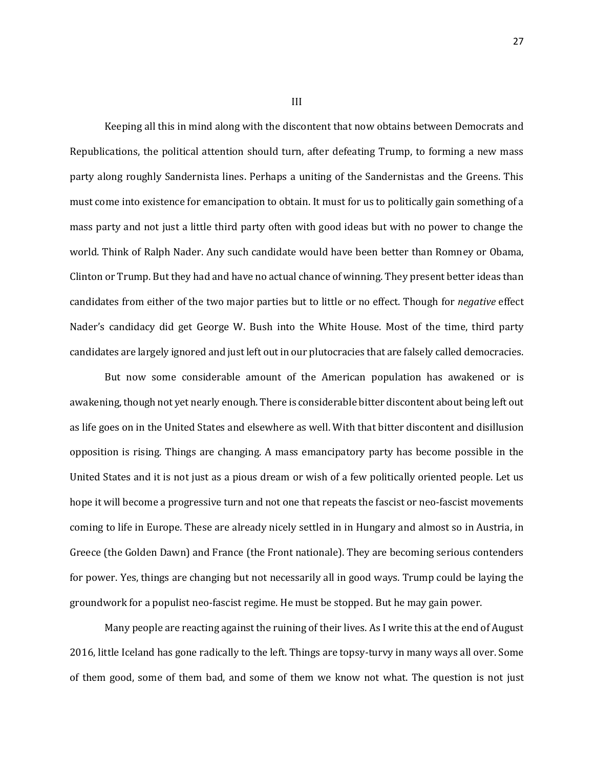## III

Keeping all this in mind along with the discontent that now obtains between Democrats and Republications, the political attention should turn, after defeating Trump, to forming a new mass party along roughly Sandernista lines. Perhaps a uniting of the Sandernistas and the Greens. This must come into existence for emancipation to obtain. It must for us to politically gain something of a mass party and not just a little third party often with good ideas but with no power to change the world. Think of Ralph Nader. Any such candidate would have been better than Romney or Obama, Clinton or Trump. But they had and have no actual chance of winning. They present better ideas than candidates from either of the two major parties but to little or no effect. Though for *negative* effect Nader's candidacy did get George W. Bush into the White House. Most of the time, third party candidates are largely ignored and just left out in our plutocracies that are falsely called democracies.

But now some considerable amount of the American population has awakened or is awakening, though not yet nearly enough. There is considerable bitter discontent about being left out as life goes on in the United States and elsewhere as well. With that bitter discontent and disillusion opposition is rising. Things are changing. A mass emancipatory party has become possible in the United States and it is not just as a pious dream or wish of a few politically oriented people. Let us hope it will become a progressive turn and not one that repeats the fascist or neo-fascist movements coming to life in Europe. These are already nicely settled in in Hungary and almost so in Austria, in Greece (the Golden Dawn) and France (the Front nationale). They are becoming serious contenders for power. Yes, things are changing but not necessarily all in good ways. Trump could be laying the groundwork for a populist neo-fascist regime. He must be stopped. But he may gain power.

Many people are reacting against the ruining of their lives. As I write this at the end of August 2016, little Iceland has gone radically to the left. Things are topsy-turvy in many ways all over. Some of them good, some of them bad, and some of them we know not what. The question is not just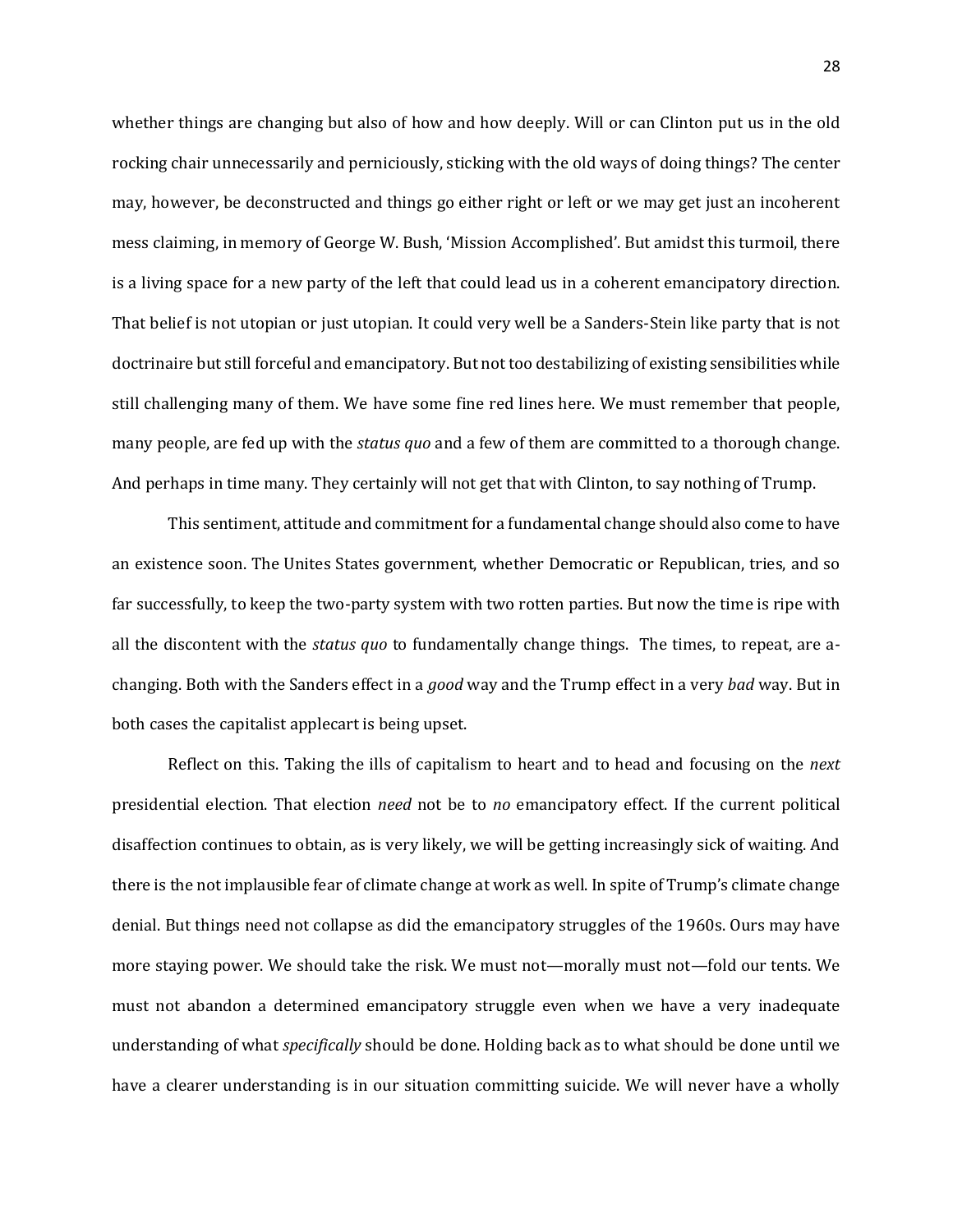whether things are changing but also of how and how deeply. Will or can Clinton put us in the old rocking chair unnecessarily and perniciously, sticking with the old ways of doing things? The center may, however, be deconstructed and things go either right or left or we may get just an incoherent mess claiming, in memory of George W. Bush, 'Mission Accomplished'. But amidst this turmoil, there is a living space for a new party of the left that could lead us in a coherent emancipatory direction. That belief is not utopian or just utopian. It could very well be a Sanders-Stein like party that is not doctrinaire but still forceful and emancipatory. But not too destabilizing of existing sensibilities while still challenging many of them. We have some fine red lines here. We must remember that people, many people, are fed up with the *status quo* and a few of them are committed to a thorough change. And perhaps in time many. They certainly will not get that with Clinton, to say nothing of Trump.

This sentiment, attitude and commitment for a fundamental change should also come to have an existence soon. The Unites States government, whether Democratic or Republican, tries, and so far successfully, to keep the two-party system with two rotten parties. But now the time is ripe with all the discontent with the *status quo* to fundamentally change things. The times, to repeat, are a-changing. Both with the Sanders effect in a *good* way and the Trump effect in a very *bad* way. But in both cases the capitalist applecart is being upset.

Reflect on this. Taking the ills of capitalism to heart and to head and focusing on the *next* presidential election. That election *need* not be to *no* emancipatory effect. If the current political disaffection continues to obtain, as is very likely, we will be getting increasingly sick of waiting. And there is the not implausible fear of climate change at work as well. In spite of Trump's climate change denial. But things need not collapse as did the emancipatory struggles of the 1960s. Ours may have more staying power. We should take the risk. We must not—morally must not—fold our tents. We must not abandon a determined emancipatory struggle even when we have a very inadequate understanding of what *specifically* should be done. Holding back as to what should be done until we have a clearer understanding is in our situation committing suicide. We will never have a wholly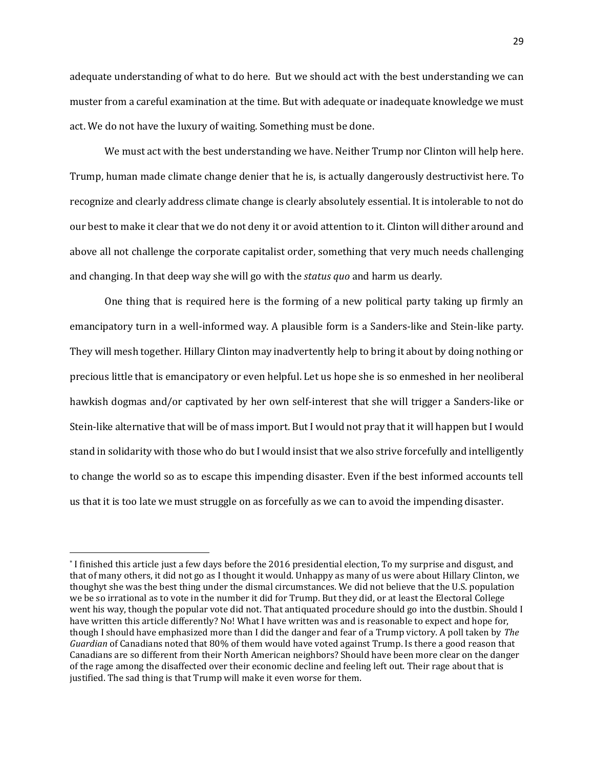adequate understanding of what to do here. But we should act with the best understanding we can muster from a careful examination at the time. But with adequate or inadequate knowledge we must act. We do not have the luxury of waiting. Something must be done.

We must act with the best understanding we have. Neither Trump nor Clinton will help here. Trump, human made climate change denier that he is, is actually dangerously destructivist here. To recognize and clearly address climate change is clearly absolutely essential. It is intolerable to not do our best to make it clear that we do not deny it or avoid attention to it. Clinton will dither around and above all not challenge the corporate capitalist order, something that very much needs challenging and changing. In that deep way she will go with the *status quo* and harm us dearly.

One thing that is required here is the forming of a new political party taking up firmly an emancipatory turn in a well-informed way. A plausible form is a Sanders-like and Stein-like party. They will mesh together. Hillary Clinton may inadvertently help to bring it about by doing nothing or precious little that is emancipatory or even helpful. Let us hope she is so enmeshed in her neoliberal hawkish dogmas and/or captivated by her own self-interest that she will trigger a Sanders-like or Stein-like alternative that will be of mass import. But I would not pray that it will happen but I would stand in solidarity with those who do but I would insist that we also strive forcefully and intelligently to change the world so as to escape this impending disaster. Even if the best informed accounts tell us that it is too late we must struggle on as forcefully as we can to avoid the impending disaster.

---

[*] I finished this article just a few days before the 2016 presidential election, To my surprise and disgust, and that of many others, it did not go as I thought it would. Unhappy as many of us were about Hillary Clinton, we thoughyt she was the best thing under the dismal circumstances. We did not believe that the U.S. population we be so irrational as to vote in the number it did for Trump. But they did, or at least the Electoral College went his way, though the popular vote did not. That antiquated procedure should go into the dustbin. Should I have written this article differently? No! What I have written was and is reasonable to expect and hope for, though I should have emphasized more than I did the danger and fear of a Trump victory. A poll taken by *The Guardian* of Canadians noted that 80% of them would have voted against Trump. Is there a good reason that Canadians are so different from their North American neighbors? Should have been more clear on the danger of the rage among the disaffected over their economic decline and feeling left out. Their rage about that is justified. The sad thing is that Trump will make it even worse for them.